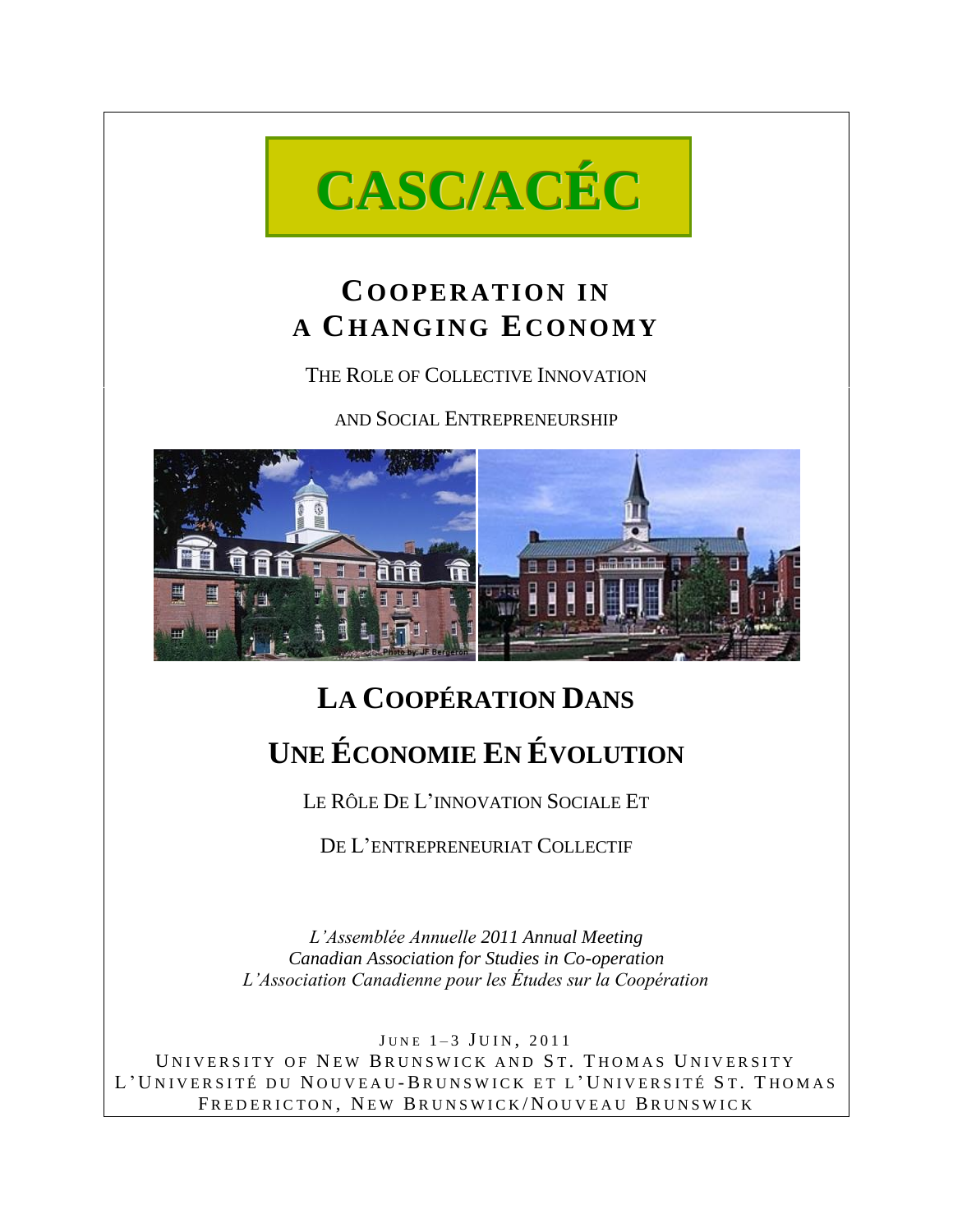# CASC/ACÉC

## COOPERATION IN A CHANGING ECONOMY

THE ROLE OF COLLECTIVE INNOVATION

AND SOCIAL ENTREPRENEURSHIP

## LA COOPÉRATION DANS UNE ÉCONOMIE EN ÉVOLUTION

LE RÔLE DE L'INNOVATION SOCIALE ET

DE L'ENTREPRENEURIAT COLLECTIF

*L'Assemblée Annuelle 2011 Annual Meeting*
*Canadian Association for Studies in Co-operation*
*L'Association Canadienne pour les Études sur la Coopération*

JUNE 1–3 JUIN, 2011
UNIVERSITY OF NEW BRUNSWICK AND ST. THOMAS UNIVERSITY
L'UNIVERSITÉ DU NOUVEAU-BRUNSWICK ET L'UNIVERSITÉ ST. THOMAS
FREDERICTON, NEW BRUNSWICK/NOUVEAU BRUNSWICK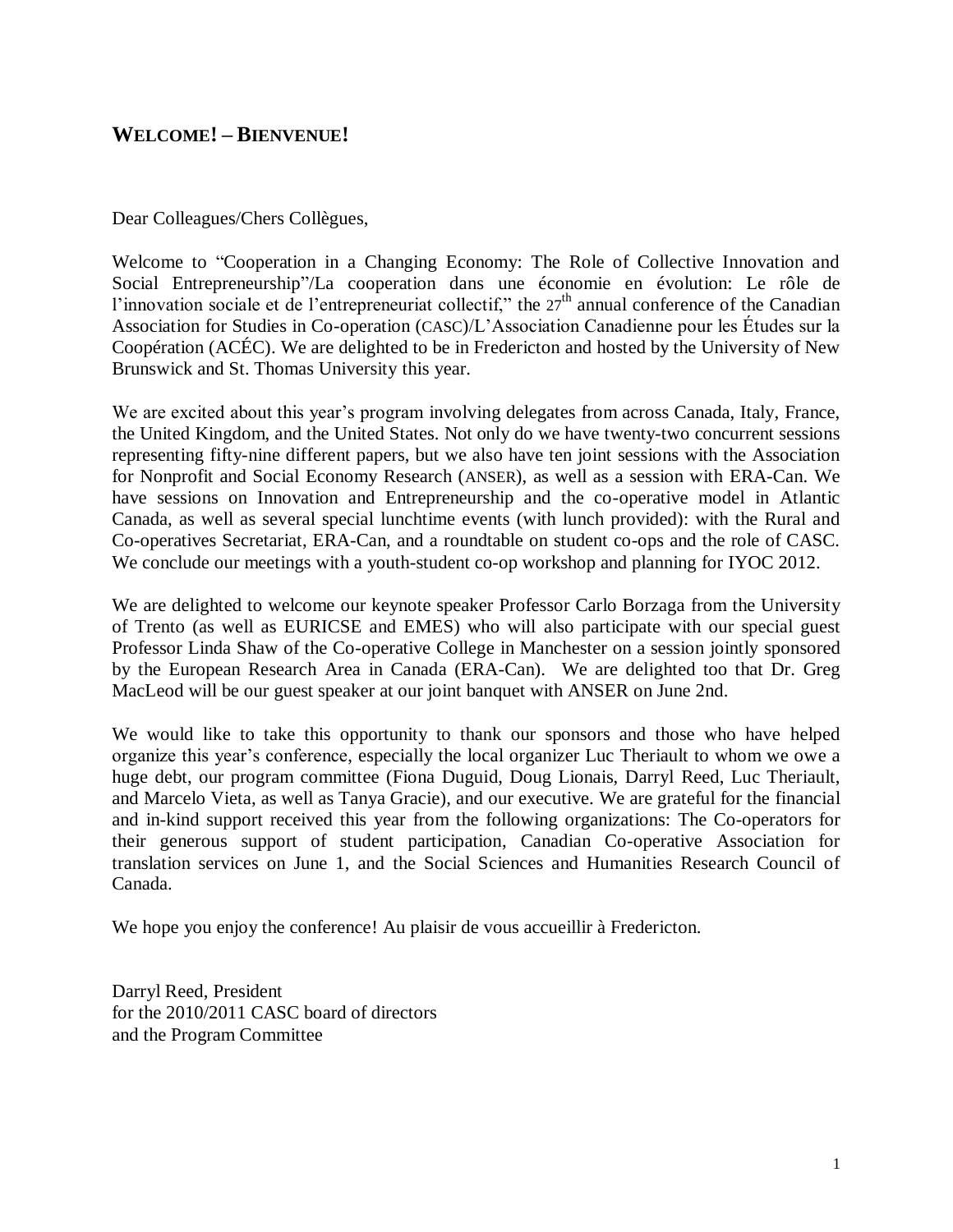## WELCOME! – BIENVENUE!

Dear Colleagues/Chers Collègues,

Welcome to "Cooperation in a Changing Economy: The Role of Collective Innovation and Social Entrepreneurship"/La cooperation dans une économie en évolution: Le rôle de l'innovation sociale et de l'entrepreneuriat collectif," the 27th annual conference of the Canadian Association for Studies in Co-operation (CASC)/L'Association Canadienne pour les Études sur la Coopération (ACÉC). We are delighted to be in Fredericton and hosted by the University of New Brunswick and St. Thomas University this year.

We are excited about this year's program involving delegates from across Canada, Italy, France, the United Kingdom, and the United States. Not only do we have twenty-two concurrent sessions representing fifty-nine different papers, but we also have ten joint sessions with the Association for Nonprofit and Social Economy Research (ANSER), as well as a session with ERA-Can. We have sessions on Innovation and Entrepreneurship and the co-operative model in Atlantic Canada, as well as several special lunchtime events (with lunch provided): with the Rural and Co-operatives Secretariat, ERA-Can, and a roundtable on student co-ops and the role of CASC. We conclude our meetings with a youth-student co-op workshop and planning for IYOC 2012.

We are delighted to welcome our keynote speaker Professor Carlo Borzaga from the University of Trento (as well as EURICSE and EMES) who will also participate with our special guest Professor Linda Shaw of the Co-operative College in Manchester on a session jointly sponsored by the European Research Area in Canada (ERA-Can). We are delighted too that Dr. Greg MacLeod will be our guest speaker at our joint banquet with ANSER on June 2nd.

We would like to take this opportunity to thank our sponsors and those who have helped organize this year's conference, especially the local organizer Luc Theriault to whom we owe a huge debt, our program committee (Fiona Duguid, Doug Lionais, Darryl Reed, Luc Theriault, and Marcelo Vieta, as well as Tanya Gracie), and our executive. We are grateful for the financial and in-kind support received this year from the following organizations: The Co-operators for their generous support of student participation, Canadian Co-operative Association for translation services on June 1, and the Social Sciences and Humanities Research Council of Canada.

We hope you enjoy the conference! Au plaisir de vous accueillir à Fredericton.

Darryl Reed, President
for the 2010/2011 CASC board of directors
and the Program Committee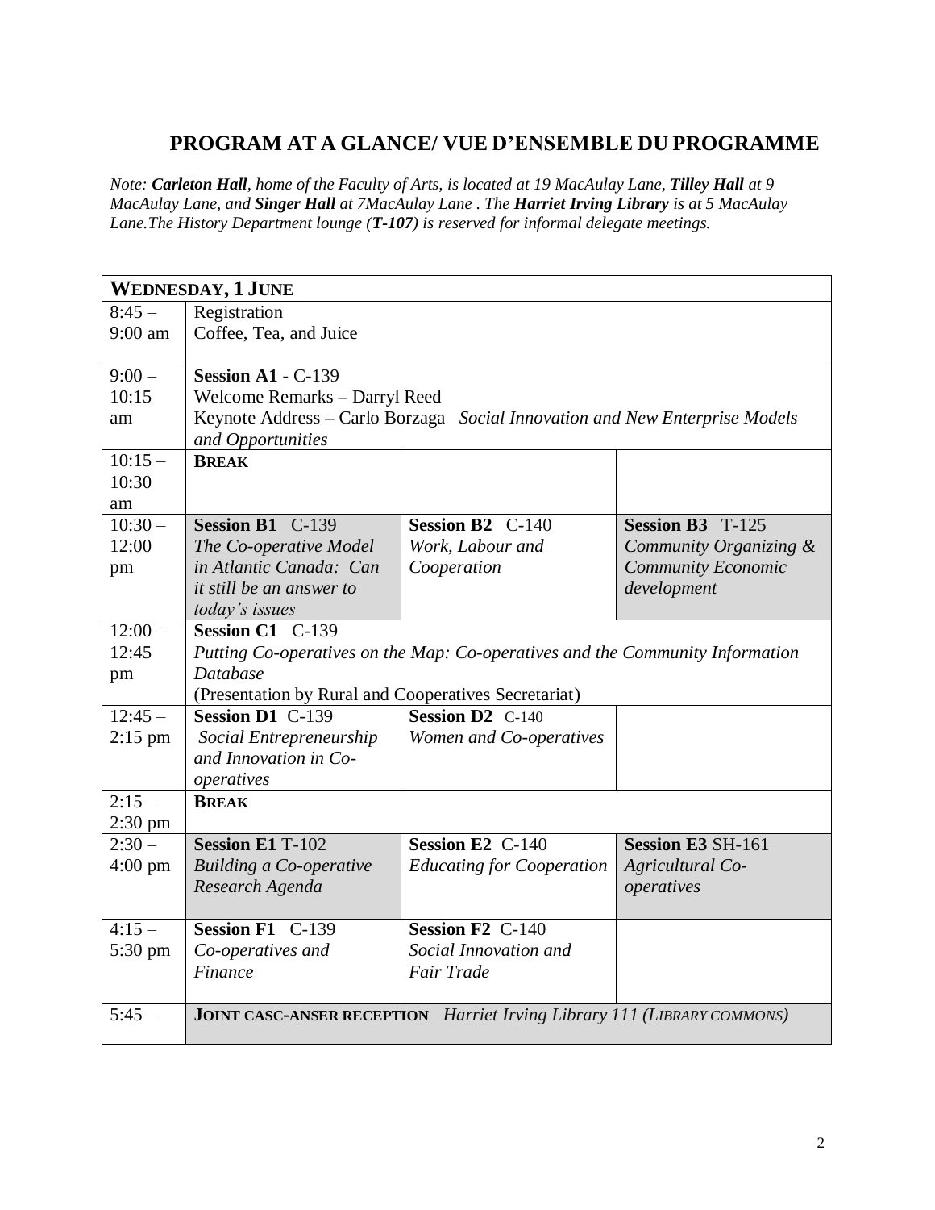## PROGRAM AT A GLANCE/ VUE D'ENSEMBLE DU PROGRAMME

*Note: **Carleton Hall**, home of the Faculty of Arts, is located at 19 MacAulay Lane, **Tilley Hall** at 9 MacAulay Lane, and **Singer Hall** at 7MacAulay Lane . The **Harriet Irving Library** is at 5 MacAulay Lane.The History Department lounge (**T-107**) is reserved for informal delegate meetings.*

| **WEDNESDAY, 1 JUNE** | | | |
|---|---|---|---|
| 8:45 – 9:00 am | Registration<br>Coffee, Tea, and Juice | | |
| 9:00 – 10:15 am | **Session A1** - C-139<br>Welcome Remarks – Darryl Reed<br>Keynote Address – Carlo Borzaga *Social Innovation and New Enterprise Models and Opportunities* | | |
| 10:15 – 10:30 am | **BREAK** | | |
| 10:30 – 12:00 pm | **Session B1** C-139<br>*The Co-operative Model in Atlantic Canada: Can it still be an answer to today's issues* | **Session B2** C-140<br>*Work, Labour and Cooperation* | **Session B3** T-125<br>*Community Organizing & Community Economic development* |
| 12:00 – 12:45 pm | **Session C1** C-139<br>*Putting Co-operatives on the Map: Co-operatives and the Community Information Database*<br>(Presentation by Rural and Cooperatives Secretariat) | | |
| 12:45 – 2:15 pm | **Session D1** C-139<br>*Social Entrepreneurship and Innovation in Co-operatives* | **Session D2** C-140<br>*Women and Co-operatives* | |
| 2:15 – 2:30 pm | **BREAK** | | |
| 2:30 – 4:00 pm | **Session E1** T-102<br>*Building a Co-operative Research Agenda* | **Session E2** C-140<br>*Educating for Cooperation* | **Session E3** SH-161<br>*Agricultural Co-operatives* |
| 4:15 – 5:30 pm | **Session F1** C-139<br>*Co-operatives and Finance* | **Session F2** C-140<br>*Social Innovation and Fair Trade* | |
| 5:45 – | **JOINT CASC-ANSER RECEPTION** *Harriet Irving Library 111 (LIBRARY COMMONS)* | | |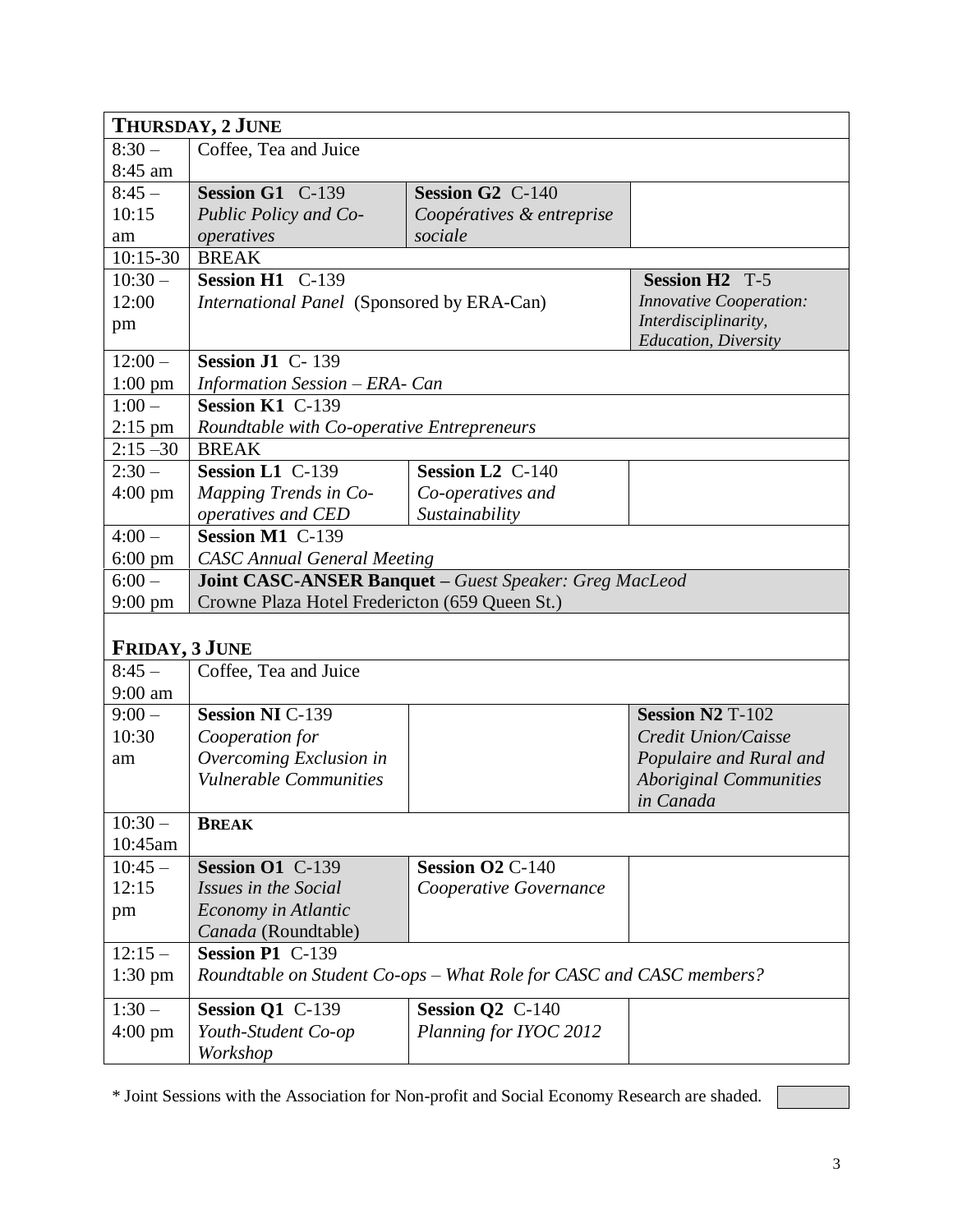| **THURSDAY, 2 JUNE** | | | |
|---|---|---|---|
| 8:30 – 8:45 am | Coffee, Tea and Juice | | |
| 8:45 – 10:15 am | **Session G1** C-139 *Public Policy and Co-operatives* | **Session G2** C-140 *Coopératives & entreprise sociale* | |
| 10:15-30 | BREAK | | |
| 10:30 – 12:00 pm | **Session H1** C-139 *International Panel* (Sponsored by ERA-Can) | | **Session H2** T-5 *Innovative Cooperation: Interdisciplinarity, Education, Diversity* |
| 12:00 – 1:00 pm | **Session J1** C- 139 *Information Session – ERA- Can* | | |
| 1:00 – 2:15 pm | **Session K1** C-139 *Roundtable with Co-operative Entrepreneurs* | | |
| 2:15 –30 | BREAK | | |
| 2:30 – 4:00 pm | **Session L1** C-139 *Mapping Trends in Co-operatives and CED* | **Session L2** C-140 *Co-operatives and Sustainability* | |
| 4:00 – 6:00 pm | **Session M1** C-139 *CASC Annual General Meeting* | | |
| 6:00 – 9:00 pm | **Joint CASC-ANSER Banquet** – *Guest Speaker: Greg MacLeod* Crowne Plaza Hotel Fredericton (659 Queen St.) | | |

| **FRIDAY, 3 JUNE** | | | |
|---|---|---|---|
| 8:45 – 9:00 am | Coffee, Tea and Juice | | |
| 9:00 – 10:30 am | **Session NI** C-139 *Cooperation for Overcoming Exclusion in Vulnerable Communities* | | **Session N2** T-102 *Credit Union/Caisse Populaire and Rural and Aboriginal Communities in Canada* |
| 10:30 – 10:45am | **BREAK** | | |
| 10:45 – 12:15 pm | **Session O1** C-139 *Issues in the Social Economy in Atlantic Canada* (Roundtable) | **Session O2** C-140 *Cooperative Governance* | |
| 12:15 – 1:30 pm | **Session P1** C-139 *Roundtable on Student Co-ops – What Role for CASC and CASC members?* | | |
| 1:30 – 4:00 pm | **Session Q1** C-139 *Youth-Student Co-op Workshop* | **Session Q2** C-140 *Planning for IYOC 2012* | |

* Joint Sessions with the Association for Non-profit and Social Economy Research are shaded.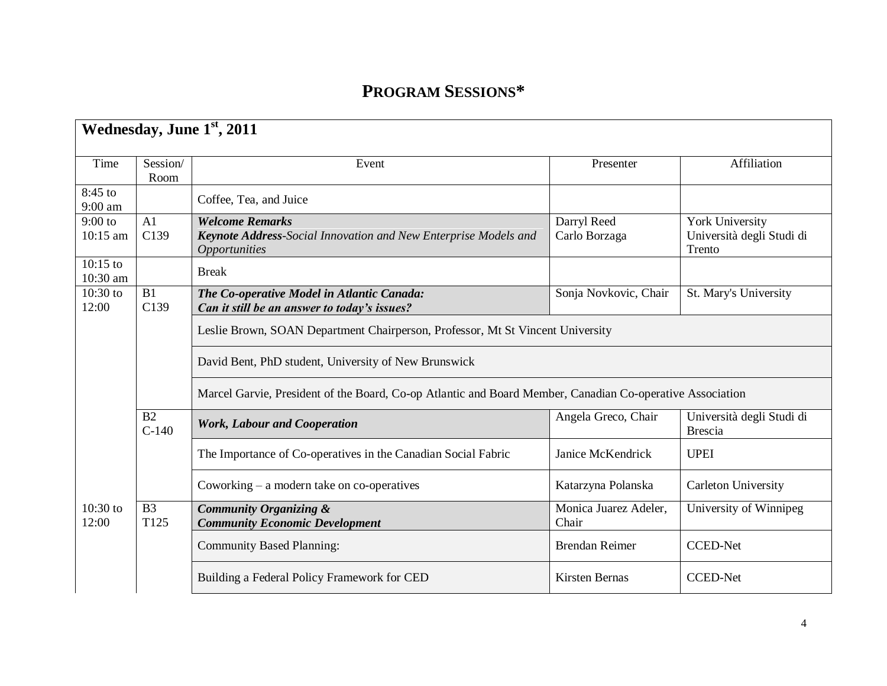# PROGRAM SESSIONS*

| Wednesday, June 1st, 2011 | | | | |
|---|---|---|---|---|
| Time | Session/ Room | Event | Presenter | Affiliation |
| 8:45 to 9:00 am | | Coffee, Tea, and Juice | | |
| 9:00 to 10:15 am | A1 C139 | ***Welcome Remarks*** ***Keynote Address****-Social Innovation and New Enterprise Models and Opportunities* | Darryl Reed Carlo Borzaga | York University Università degli Studi di Trento |
| 10:15 to 10:30 am | | Break | | |
| 10:30 to 12:00 | B1 C139 | ***The Co-operative Model in Atlantic Canada: Can it still be an answer to today's issues?*** | Sonja Novkovic, Chair | St. Mary's University |
| | | Leslie Brown, SOAN Department Chairperson, Professor, Mt St Vincent University | | |
| | | David Bent, PhD student, University of New Brunswick | | |
| | | Marcel Garvie, President of the Board, Co-op Atlantic and Board Member, Canadian Co-operative Association | | |
| | B2 C-140 | ***Work, Labour and Cooperation*** | Angela Greco, Chair | Università degli Studi di Brescia |
| | | The Importance of Co-operatives in the Canadian Social Fabric | Janice McKendrick | UPEI |
| | | Coworking – a modern take on co-operatives | Katarzyna Polanska | Carleton University |
| 10:30 to 12:00 | B3 T125 | ***Community Organizing & Community Economic Development*** | Monica Juarez Adeler, Chair | University of Winnipeg |
| | | Community Based Planning: | Brendan Reimer | CCED-Net |
| | | Building a Federal Policy Framework for CED | Kirsten Bernas | CCED-Net |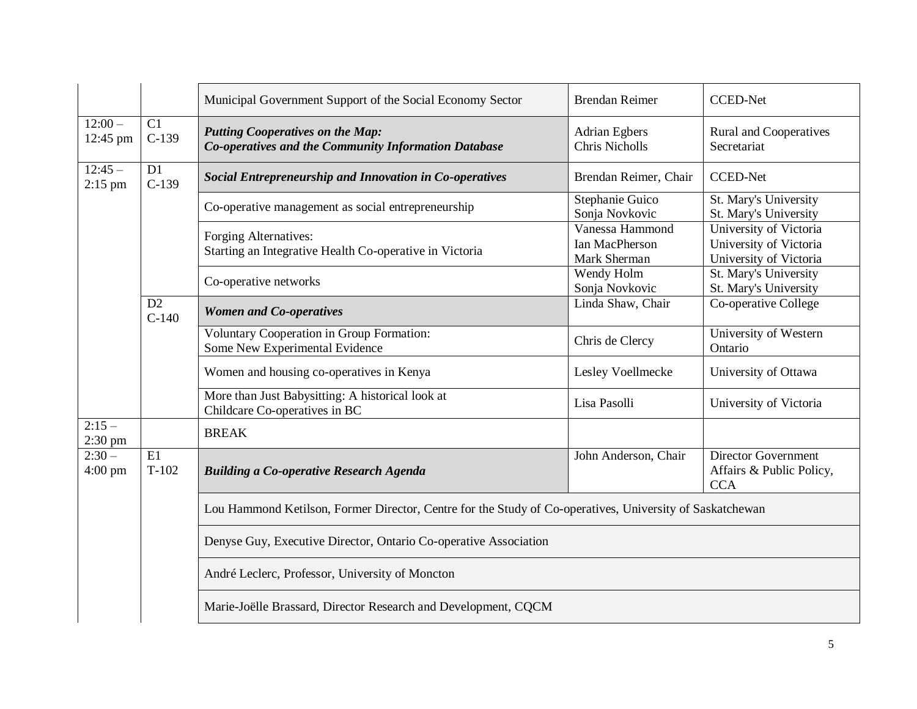| | | | | |
|---|---|---|---|---|
| | | Municipal Government Support of the Social Economy Sector | Brendan Reimer | CCED-Net |
| 12:00 – 12:45 pm | C1 C-139 | ***Putting Cooperatives on the Map: Co-operatives and the Community Information Database*** | Adrian Egbers<br>Chris Nicholls | Rural and Cooperatives Secretariat |
| 12:45 – 2:15 pm | D1 C-139 | ***Social Entrepreneurship and Innovation in Co-operatives*** | Brendan Reimer, Chair | CCED-Net |
| | | Co-operative management as social entrepreneurship | Stephanie Guico<br>Sonja Novkovic | St. Mary's University<br>St. Mary's University |
| | | Forging Alternatives:<br>Starting an Integrative Health Co-operative in Victoria | Vanessa Hammond<br>Ian MacPherson<br>Mark Sherman | University of Victoria<br>University of Victoria<br>University of Victoria |
| | | Co-operative networks | Wendy Holm<br>Sonja Novkovic | St. Mary's University<br>St. Mary's University |
| | D2 C-140 | ***Women and Co-operatives*** | Linda Shaw, Chair | Co-operative College |
| | | Voluntary Cooperation in Group Formation:<br>Some New Experimental Evidence | Chris de Clercy | University of Western Ontario |
| | | Women and housing co-operatives in Kenya | Lesley Voellmecke | University of Ottawa |
| | | More than Just Babysitting: A historical look at Childcare Co-operatives in BC | Lisa Pasolli | University of Victoria |
| 2:15 – 2:30 pm | | BREAK | | |
| 2:30 – 4:00 pm | E1 T-102 | ***Building a Co-operative Research Agenda*** | John Anderson, Chair | Director Government Affairs & Public Policy, CCA |
| | | Lou Hammond Ketilson, Former Director, Centre for the Study of Co-operatives, University of Saskatchewan | | |
| | | Denyse Guy, Executive Director, Ontario Co-operative Association | | |
| | | André Leclerc, Professor, University of Moncton | | |
| | | Marie-Joëlle Brassard, Director Research and Development, CQCM | | |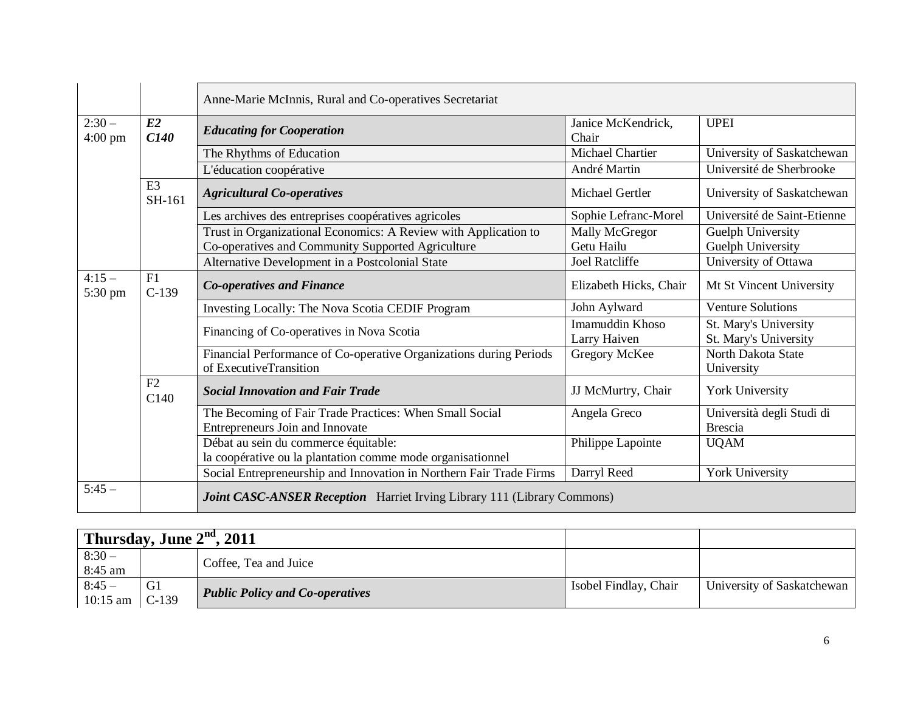| | | | | |
|---|---|---|---|---|
| | | Anne-Marie McInnis, Rural and Co-operatives Secretariat | | |
| 2:30 – 4:00 pm | ***E2 C140*** | ***Educating for Cooperation*** | Janice McKendrick, Chair | UPEI |
| | | The Rhythms of Education | Michael Chartier | University of Saskatchewan |
| | | L'éducation coopérative | André Martin | Université de Sherbrooke |
| | E3 SH-161 | ***Agricultural Co-operatives*** | Michael Gertler | University of Saskatchewan |
| | | Les archives des entreprises coopératives agricoles | Sophie Lefranc-Morel | Université de Saint-Etienne |
| | | Trust in Organizational Economics: A Review with Application to Co-operatives and Community Supported Agriculture | Mally McGregor<br>Getu Hailu | Guelph University<br>Guelph University |
| | | Alternative Development in a Postcolonial State | Joel Ratcliffe | University of Ottawa |
| 4:15 – 5:30 pm | F1 C-139 | ***Co-operatives and Finance*** | Elizabeth Hicks, Chair | Mt St Vincent University |
| | | Investing Locally: The Nova Scotia CEDIF Program | John Aylward | Venture Solutions |
| | | Financing of Co-operatives in Nova Scotia | Imamuddin Khoso<br>Larry Haiven | St. Mary's University<br>St. Mary's University |
| | | Financial Performance of Co-operative Organizations during Periods of ExecutiveTransition | Gregory McKee | North Dakota State University |
| | F2 C140 | ***Social Innovation and Fair Trade*** | JJ McMurtry, Chair | York University |
| | | The Becoming of Fair Trade Practices: When Small Social Entrepreneurs Join and Innovate | Angela Greco | Università degli Studi di Brescia |
| | | Débat au sein du commerce équitable:<br>la coopérative ou la plantation comme mode organisationnel | Philippe Lapointe | UQAM |
| | | Social Entrepreneurship and Innovation in Northern Fair Trade Firms | Darryl Reed | York University |
| 5:45 – | | ***Joint CASC-ANSER Reception*** Harriet Irving Library 111 (Library Commons) | | |

| **Thursday, June 2nd, 2011** | | | | |
|---|---|---|---|---|
| 8:30 – 8:45 am | | Coffee, Tea and Juice | | |
| 8:45 – 10:15 am | G1 C-139 | ***Public Policy and Co-operatives*** | Isobel Findlay, Chair | University of Saskatchewan |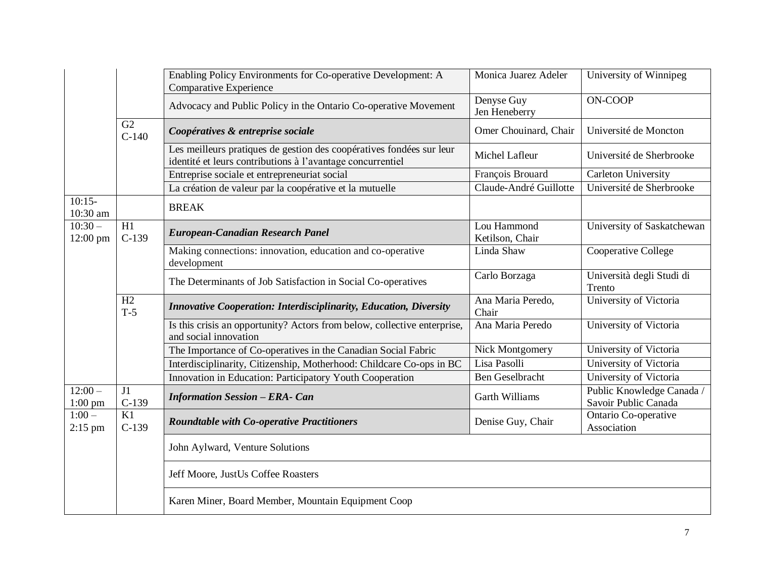| | | | | |
|---|---|---|---|---|
| | | Enabling Policy Environments for Co-operative Development: A Comparative Experience | Monica Juarez Adeler | University of Winnipeg |
| | | Advocacy and Public Policy in the Ontario Co-operative Movement | Denyse Guy<br>Jen Heneberry | ON-COOP |
| | G2<br>C-140 | ***Coopératives & entreprise sociale*** | Omer Chouinard, Chair | Université de Moncton |
| | | Les meilleurs pratiques de gestion des coopératives fondées sur leur identité et leurs contributions à l'avantage concurrentiel | Michel Lafleur | Université de Sherbrooke |
| | | Entreprise sociale et entrepreneuriat social | François Brouard | Carleton University |
| | | La création de valeur par la coopérative et la mutuelle | Claude-André Guillotte | Université de Sherbrooke |
| 10:15-10:30 am | | BREAK | | |
| 10:30 – 12:00 pm | H1<br>C-139 | ***European-Canadian Research Panel*** | Lou Hammond Ketilson, Chair | University of Saskatchewan |
| | | Making connections: innovation, education and co-operative development | Linda Shaw | Cooperative College |
| | | The Determinants of Job Satisfaction in Social Co-operatives | Carlo Borzaga | Università degli Studi di Trento |
| | H2<br>T-5 | ***Innovative Cooperation: Interdisciplinarity, Education, Diversity*** | Ana Maria Peredo, Chair | University of Victoria |
| | | Is this crisis an opportunity? Actors from below, collective enterprise, and social innovation | Ana Maria Peredo | University of Victoria |
| | | The Importance of Co-operatives in the Canadian Social Fabric | Nick Montgomery | University of Victoria |
| | | Interdisciplinarity, Citizenship, Motherhood: Childcare Co-ops in BC | Lisa Pasolli | University of Victoria |
| | | Innovation in Education: Participatory Youth Cooperation | Ben Geselbracht | University of Victoria |
| 12:00 – 1:00 pm | J1<br>C-139 | ***Information Session – ERA- Can*** | Garth Williams | Public Knowledge Canada / Savoir Public Canada |
| 1:00 – 2:15 pm | K1<br>C-139 | ***Roundtable with Co-operative Practitioners*** | Denise Guy, Chair | Ontario Co-operative Association |
| | | John Aylward, Venture Solutions | | |
| | | Jeff Moore, JustUs Coffee Roasters | | |
| | | Karen Miner, Board Member, Mountain Equipment Coop | | |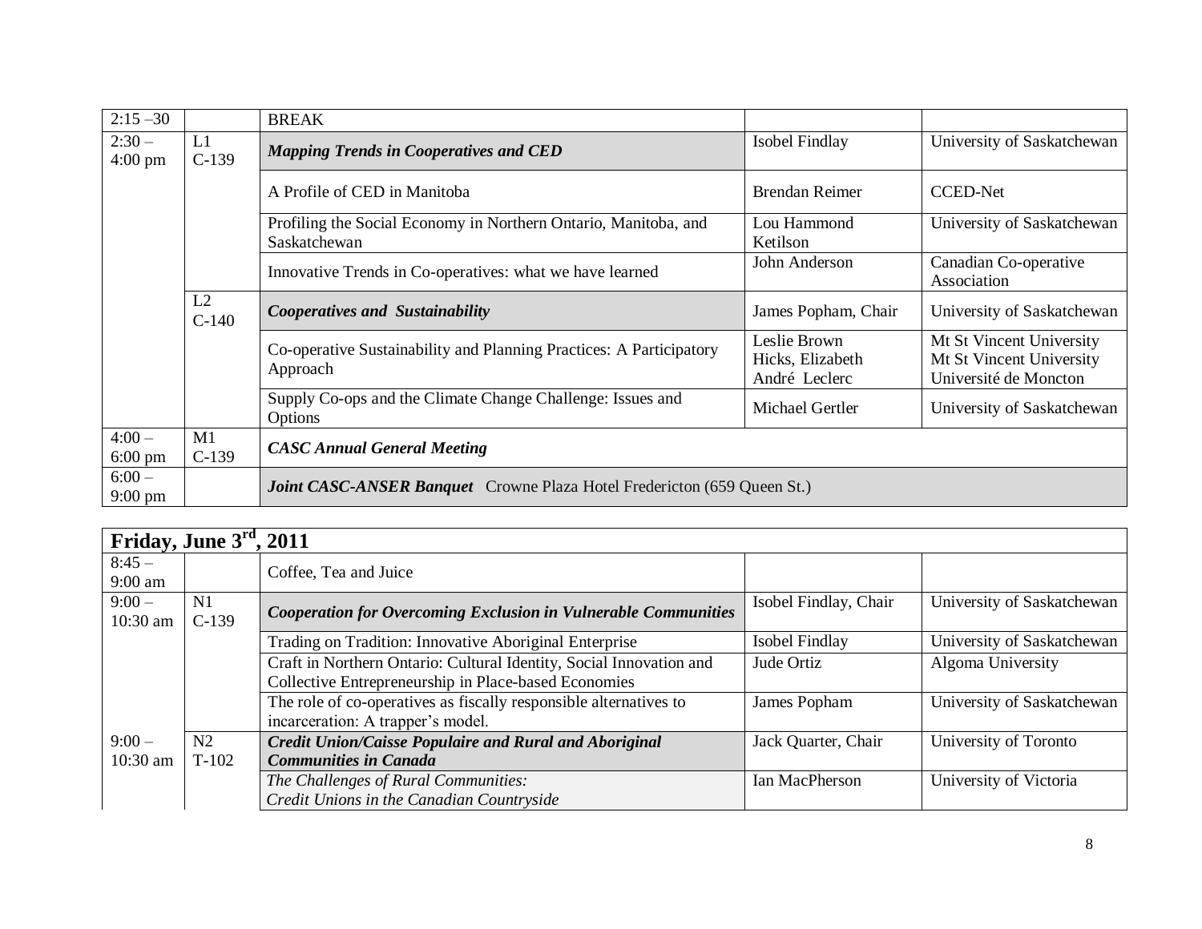| | | | | |
|---|---|---|---|---|
| 2:15 –30 | | BREAK | | |
| 2:30 – 4:00 pm | L1 C-139 | ***Mapping Trends in Cooperatives and CED*** | Isobel Findlay | University of Saskatchewan |
| | | A Profile of CED in Manitoba | Brendan Reimer | CCED-Net |
| | | Profiling the Social Economy in Northern Ontario, Manitoba, and Saskatchewan | Lou Hammond Ketilson | University of Saskatchewan |
| | | Innovative Trends in Co-operatives: what we have learned | John Anderson | Canadian Co-operative Association |
| | L2 C-140 | ***Cooperatives and Sustainability*** | James Popham, Chair | University of Saskatchewan |
| | | Co-operative Sustainability and Planning Practices: A Participatory Approach | Leslie Brown<br>Hicks, Elizabeth<br>André Leclerc | Mt St Vincent University<br>Mt St Vincent University<br>Université de Moncton |
| | | Supply Co-ops and the Climate Change Challenge: Issues and Options | Michael Gertler | University of Saskatchewan |
| 4:00 – 6:00 pm | M1 C-139 | ***CASC Annual General Meeting*** | | |
| 6:00 – 9:00 pm | | ***Joint CASC-ANSER Banquet*** Crowne Plaza Hotel Fredericton (659 Queen St.) | | |

| **Friday, June 3rd, 2011** | | | | |
|---|---|---|---|---|
| 8:45 – 9:00 am | | Coffee, Tea and Juice | | |
| 9:00 – 10:30 am | N1 C-139 | ***Cooperation for Overcoming Exclusion in Vulnerable Communities*** | Isobel Findlay, Chair | University of Saskatchewan |
| | | Trading on Tradition: Innovative Aboriginal Enterprise | Isobel Findlay | University of Saskatchewan |
| | | Craft in Northern Ontario: Cultural Identity, Social Innovation and Collective Entrepreneurship in Place-based Economies | Jude Ortiz | Algoma University |
| | | The role of co-operatives as fiscally responsible alternatives to incarceration: A trapper's model. | James Popham | University of Saskatchewan |
| 9:00 – 10:30 am | N2 T-102 | ***Credit Union/Caisse Populaire and Rural and Aboriginal Communities in Canada*** | Jack Quarter, Chair | University of Toronto |
| | | *The Challenges of Rural Communities: Credit Unions in the Canadian Countryside* | Ian MacPherson | University of Victoria |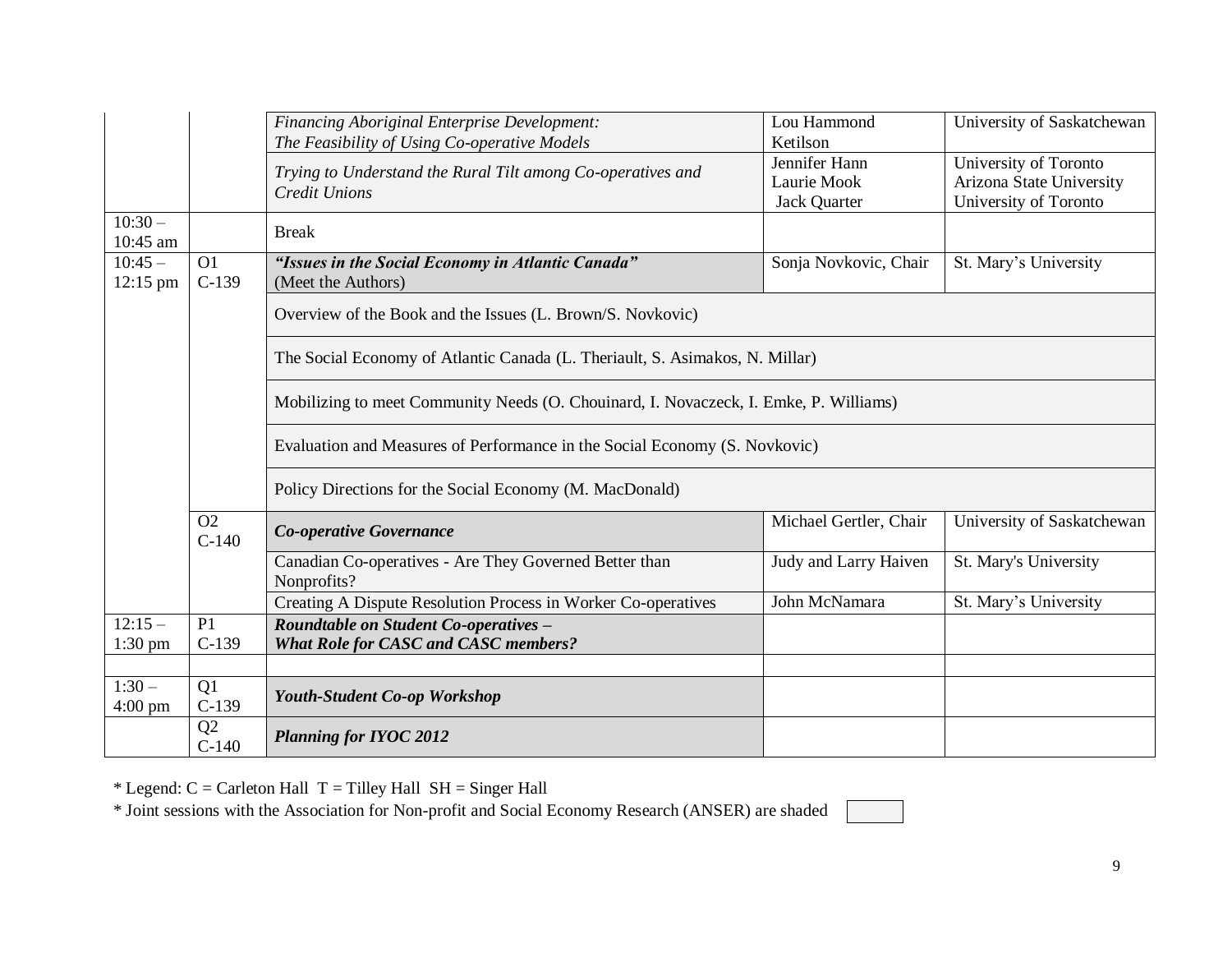| | | | | |
|---|---|---|---|---|
| | | *Financing Aboriginal Enterprise Development: The Feasibility of Using Co-operative Models* | Lou Hammond Ketilson | University of Saskatchewan |
| | | *Trying to Understand the Rural Tilt among Co-operatives and Credit Unions* | Jennifer Hann<br>Laurie Mook<br>Jack Quarter | University of Toronto<br>Arizona State University<br>University of Toronto |
| 10:30 – 10:45 am | | Break | | |
| 10:45 – 12:15 pm | O1<br>C-139 | ***"Issues in the Social Economy in Atlantic Canada"***<br>(Meet the Authors) | Sonja Novkovic, Chair | St. Mary's University |
| | | Overview of the Book and the Issues (L. Brown/S. Novkovic) | | |
| | | The Social Economy of Atlantic Canada (L. Theriault, S. Asimakos, N. Millar) | | |
| | | Mobilizing to meet Community Needs (O. Chouinard, I. Novaczeck, I. Emke, P. Williams) | | |
| | | Evaluation and Measures of Performance in the Social Economy (S. Novkovic) | | |
| | | Policy Directions for the Social Economy (M. MacDonald) | | |
| | O2<br>C-140 | ***Co-operative Governance*** | Michael Gertler, Chair | University of Saskatchewan |
| | | Canadian Co-operatives - Are They Governed Better than Nonprofits? | Judy and Larry Haiven | St. Mary's University |
| | | Creating A Dispute Resolution Process in Worker Co-operatives | John McNamara | St. Mary's University |
| 12:15 – 1:30 pm | P1<br>C-139 | ***Roundtable on Student Co-operatives – What Role for CASC and CASC members?*** | | |
| | | | | |
| 1:30 – 4:00 pm | Q1<br>C-139 | ***Youth-Student Co-op Workshop*** | | |
| | Q2<br>C-140 | ***Planning for IYOC 2012*** | | |

* Legend: C = Carleton Hall T = Tilley Hall SH = Singer Hall

* Joint sessions with the Association for Non-profit and Social Economy Research (ANSER) are shaded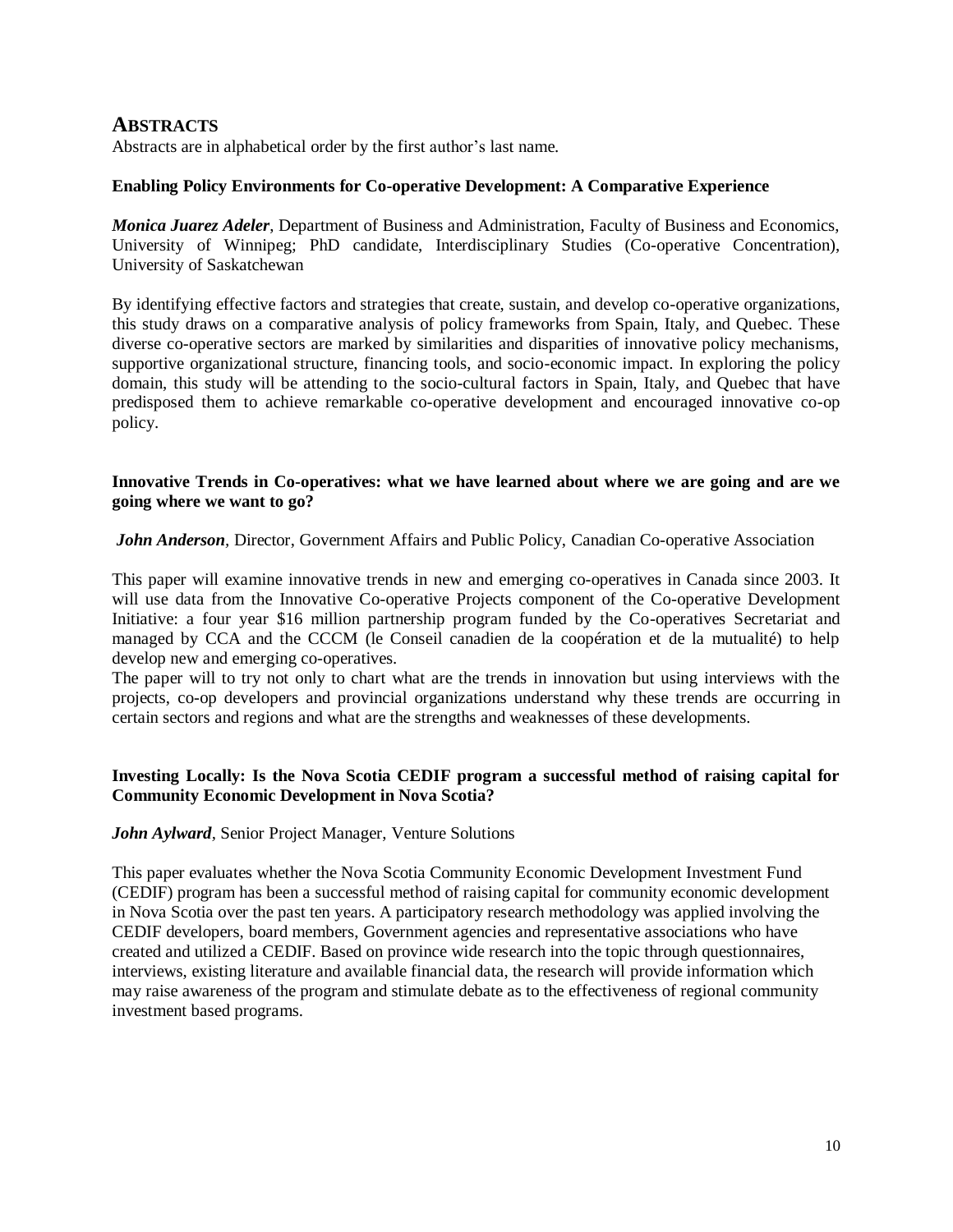## ABSTRACTS

Abstracts are in alphabetical order by the first author's last name.

**Enabling Policy Environments for Co-operative Development: A Comparative Experience**

***Monica Juarez Adeler***, Department of Business and Administration, Faculty of Business and Economics, University of Winnipeg; PhD candidate, Interdisciplinary Studies (Co-operative Concentration), University of Saskatchewan

By identifying effective factors and strategies that create, sustain, and develop co-operative organizations, this study draws on a comparative analysis of policy frameworks from Spain, Italy, and Quebec. These diverse co-operative sectors are marked by similarities and disparities of innovative policy mechanisms, supportive organizational structure, financing tools, and socio-economic impact. In exploring the policy domain, this study will be attending to the socio-cultural factors in Spain, Italy, and Quebec that have predisposed them to achieve remarkable co-operative development and encouraged innovative co-op policy.

**Innovative Trends in Co-operatives: what we have learned about where we are going and are we going where we want to go?**

***John Anderson***, Director, Government Affairs and Public Policy, Canadian Co-operative Association

This paper will examine innovative trends in new and emerging co-operatives in Canada since 2003. It will use data from the Innovative Co-operative Projects component of the Co-operative Development Initiative: a four year $16 million partnership program funded by the Co-operatives Secretariat and managed by CCA and the CCCM (le Conseil canadien de la coopération et de la mutualité) to help develop new and emerging co-operatives.

The paper will to try not only to chart what are the trends in innovation but using interviews with the projects, co-op developers and provincial organizations understand why these trends are occurring in certain sectors and regions and what are the strengths and weaknesses of these developments.

**Investing Locally: Is the Nova Scotia CEDIF program a successful method of raising capital for Community Economic Development in Nova Scotia?**

***John Aylward***, Senior Project Manager, Venture Solutions

This paper evaluates whether the Nova Scotia Community Economic Development Investment Fund (CEDIF) program has been a successful method of raising capital for community economic development in Nova Scotia over the past ten years. A participatory research methodology was applied involving the CEDIF developers, board members, Government agencies and representative associations who have created and utilized a CEDIF. Based on province wide research into the topic through questionnaires, interviews, existing literature and available financial data, the research will provide information which may raise awareness of the program and stimulate debate as to the effectiveness of regional community investment based programs.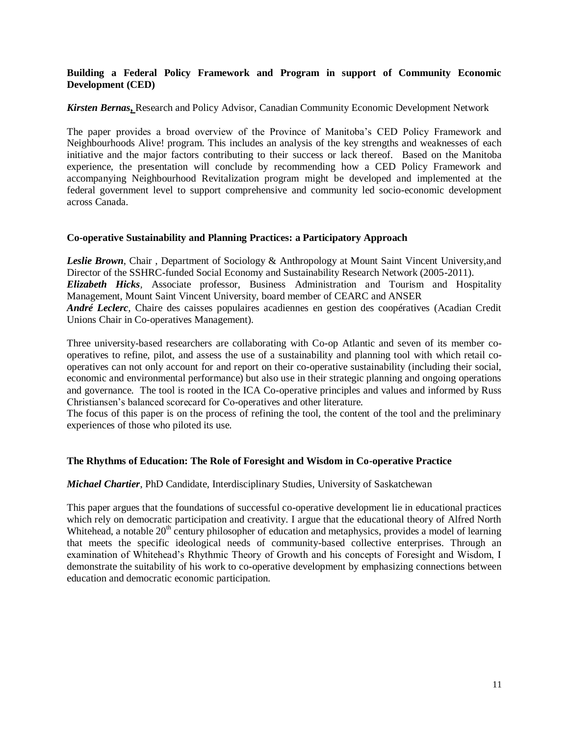**Building a Federal Policy Framework and Program in support of Community Economic Development (CED)**

***Kirsten Bernas***, Research and Policy Advisor, Canadian Community Economic Development Network

The paper provides a broad overview of the Province of Manitoba's CED Policy Framework and Neighbourhoods Alive! program. This includes an analysis of the key strengths and weaknesses of each initiative and the major factors contributing to their success or lack thereof. Based on the Manitoba experience, the presentation will conclude by recommending how a CED Policy Framework and accompanying Neighbourhood Revitalization program might be developed and implemented at the federal government level to support comprehensive and community led socio-economic development across Canada.

**Co-operative Sustainability and Planning Practices: a Participatory Approach**

***Leslie Brown***, Chair , Department of Sociology & Anthropology at Mount Saint Vincent University,and Director of the SSHRC-funded Social Economy and Sustainability Research Network (2005-2011).
***Elizabeth Hicks***, Associate professor, Business Administration and Tourism and Hospitality Management, Mount Saint Vincent University, board member of CEARC and ANSER
***André Leclerc***, Chaire des caisses populaires acadiennes en gestion des coopératives (Acadian Credit Unions Chair in Co-operatives Management).

Three university-based researchers are collaborating with Co-op Atlantic and seven of its member co-operatives to refine, pilot, and assess the use of a sustainability and planning tool with which retail co-operatives can not only account for and report on their co-operative sustainability (including their social, economic and environmental performance) but also use in their strategic planning and ongoing operations and governance. The tool is rooted in the ICA Co-operative principles and values and informed by Russ Christiansen's balanced scorecard for Co-operatives and other literature.
The focus of this paper is on the process of refining the tool, the content of the tool and the preliminary experiences of those who piloted its use.

**The Rhythms of Education: The Role of Foresight and Wisdom in Co-operative Practice**

***Michael Chartier***, PhD Candidate, Interdisciplinary Studies, University of Saskatchewan

This paper argues that the foundations of successful co-operative development lie in educational practices which rely on democratic participation and creativity. I argue that the educational theory of Alfred North Whitehead, a notable 20th century philosopher of education and metaphysics, provides a model of learning that meets the specific ideological needs of community-based collective enterprises. Through an examination of Whitehead's Rhythmic Theory of Growth and his concepts of Foresight and Wisdom, I demonstrate the suitability of his work to co-operative development by emphasizing connections between education and democratic economic participation.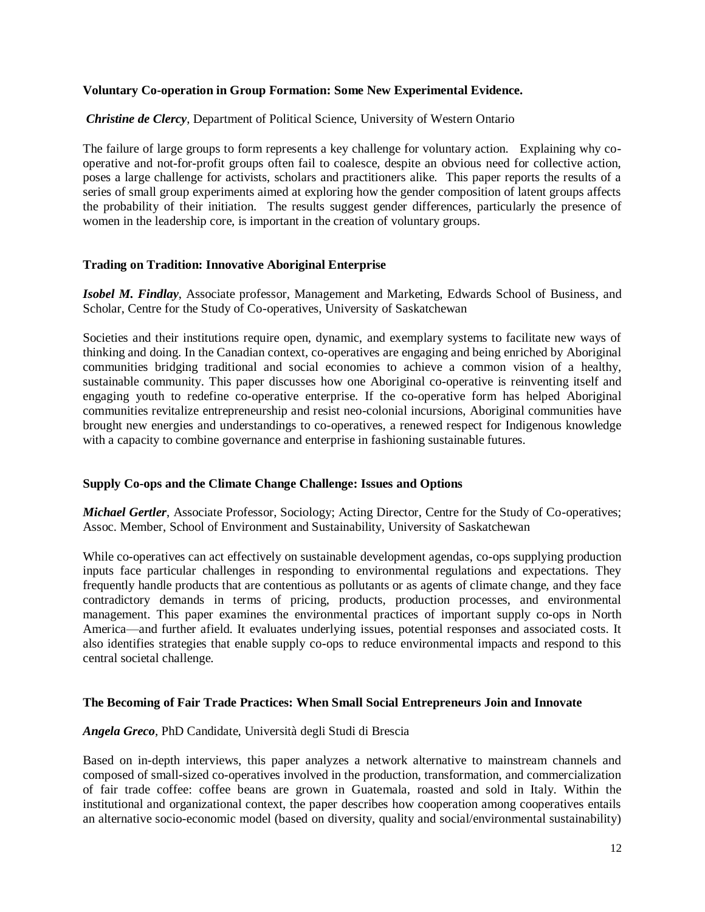**Voluntary Co-operation in Group Formation: Some New Experimental Evidence.**

***Christine de Clercy***, Department of Political Science, University of Western Ontario

The failure of large groups to form represents a key challenge for voluntary action. Explaining why co-operative and not-for-profit groups often fail to coalesce, despite an obvious need for collective action, poses a large challenge for activists, scholars and practitioners alike. This paper reports the results of a series of small group experiments aimed at exploring how the gender composition of latent groups affects the probability of their initiation. The results suggest gender differences, particularly the presence of women in the leadership core, is important in the creation of voluntary groups.

**Trading on Tradition: Innovative Aboriginal Enterprise**

***Isobel M. Findlay***, Associate professor, Management and Marketing, Edwards School of Business, and Scholar, Centre for the Study of Co-operatives, University of Saskatchewan

Societies and their institutions require open, dynamic, and exemplary systems to facilitate new ways of thinking and doing. In the Canadian context, co-operatives are engaging and being enriched by Aboriginal communities bridging traditional and social economies to achieve a common vision of a healthy, sustainable community. This paper discusses how one Aboriginal co-operative is reinventing itself and engaging youth to redefine co-operative enterprise. If the co-operative form has helped Aboriginal communities revitalize entrepreneurship and resist neo-colonial incursions, Aboriginal communities have brought new energies and understandings to co-operatives, a renewed respect for Indigenous knowledge with a capacity to combine governance and enterprise in fashioning sustainable futures.

**Supply Co-ops and the Climate Change Challenge: Issues and Options**

***Michael Gertler***, Associate Professor, Sociology; Acting Director, Centre for the Study of Co-operatives; Assoc. Member, School of Environment and Sustainability, University of Saskatchewan

While co-operatives can act effectively on sustainable development agendas, co-ops supplying production inputs face particular challenges in responding to environmental regulations and expectations. They frequently handle products that are contentious as pollutants or as agents of climate change, and they face contradictory demands in terms of pricing, products, production processes, and environmental management. This paper examines the environmental practices of important supply co-ops in North America—and further afield. It evaluates underlying issues, potential responses and associated costs. It also identifies strategies that enable supply co-ops to reduce environmental impacts and respond to this central societal challenge.

**The Becoming of Fair Trade Practices: When Small Social Entrepreneurs Join and Innovate**

***Angela Greco***, PhD Candidate, Università degli Studi di Brescia

Based on in-depth interviews, this paper analyzes a network alternative to mainstream channels and composed of small-sized co-operatives involved in the production, transformation, and commercialization of fair trade coffee: coffee beans are grown in Guatemala, roasted and sold in Italy. Within the institutional and organizational context, the paper describes how cooperation among cooperatives entails an alternative socio-economic model (based on diversity, quality and social/environmental sustainability)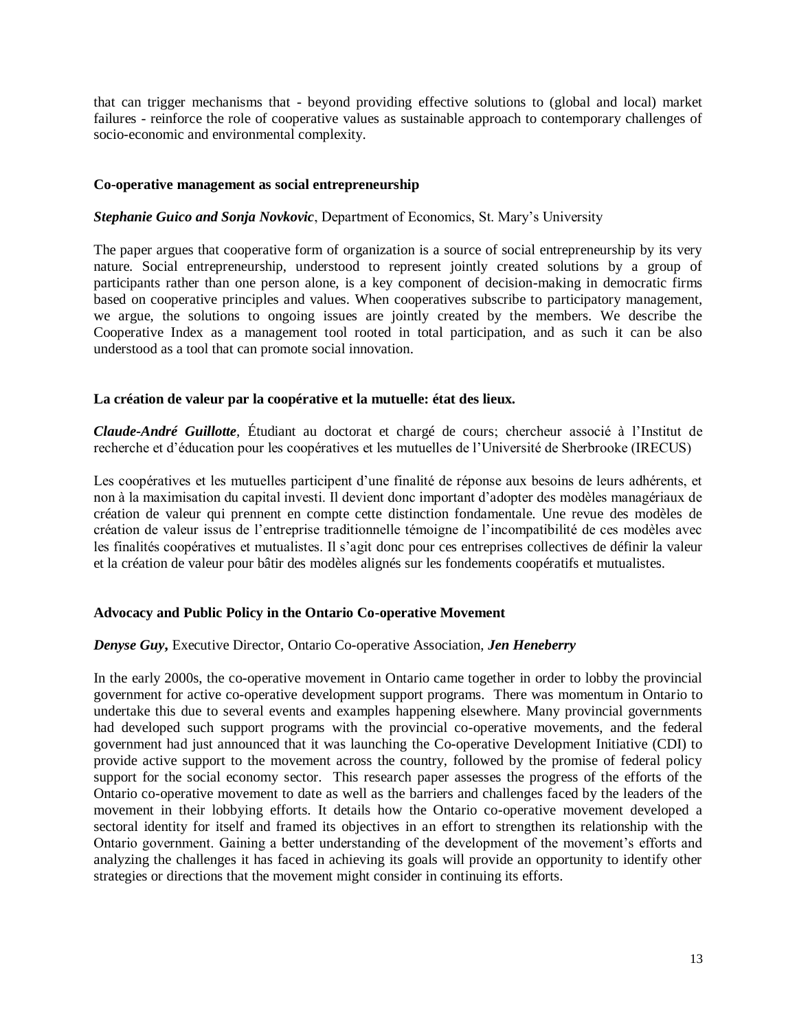that can trigger mechanisms that - beyond providing effective solutions to (global and local) market failures - reinforce the role of cooperative values as sustainable approach to contemporary challenges of socio-economic and environmental complexity.

**Co-operative management as social entrepreneurship**

***Stephanie Guico and Sonja Novkovic***, Department of Economics, St. Mary's University

The paper argues that cooperative form of organization is a source of social entrepreneurship by its very nature. Social entrepreneurship, understood to represent jointly created solutions by a group of participants rather than one person alone, is a key component of decision-making in democratic firms based on cooperative principles and values. When cooperatives subscribe to participatory management, we argue, the solutions to ongoing issues are jointly created by the members. We describe the Cooperative Index as a management tool rooted in total participation, and as such it can be also understood as a tool that can promote social innovation.

**La création de valeur par la coopérative et la mutuelle: état des lieux.**

***Claude-André Guillotte***, Étudiant au doctorat et chargé de cours; chercheur associé à l'Institut de recherche et d'éducation pour les coopératives et les mutuelles de l'Université de Sherbrooke (IRECUS)

Les coopératives et les mutuelles participent d'une finalité de réponse aux besoins de leurs adhérents, et non à la maximisation du capital investi. Il devient donc important d'adopter des modèles managériaux de création de valeur qui prennent en compte cette distinction fondamentale. Une revue des modèles de création de valeur issus de l'entreprise traditionnelle témoigne de l'incompatibilité de ces modèles avec les finalités coopératives et mutualistes. Il s'agit donc pour ces entreprises collectives de définir la valeur et la création de valeur pour bâtir des modèles alignés sur les fondements coopératifs et mutualistes.

**Advocacy and Public Policy in the Ontario Co-operative Movement**

***Denyse Guy***, Executive Director, Ontario Co-operative Association, ***Jen Heneberry***

In the early 2000s, the co-operative movement in Ontario came together in order to lobby the provincial government for active co-operative development support programs. There was momentum in Ontario to undertake this due to several events and examples happening elsewhere. Many provincial governments had developed such support programs with the provincial co-operative movements, and the federal government had just announced that it was launching the Co-operative Development Initiative (CDI) to provide active support to the movement across the country, followed by the promise of federal policy support for the social economy sector. This research paper assesses the progress of the efforts of the Ontario co-operative movement to date as well as the barriers and challenges faced by the leaders of the movement in their lobbying efforts. It details how the Ontario co-operative movement developed a sectoral identity for itself and framed its objectives in an effort to strengthen its relationship with the Ontario government. Gaining a better understanding of the development of the movement's efforts and analyzing the challenges it has faced in achieving its goals will provide an opportunity to identify other strategies or directions that the movement might consider in continuing its efforts.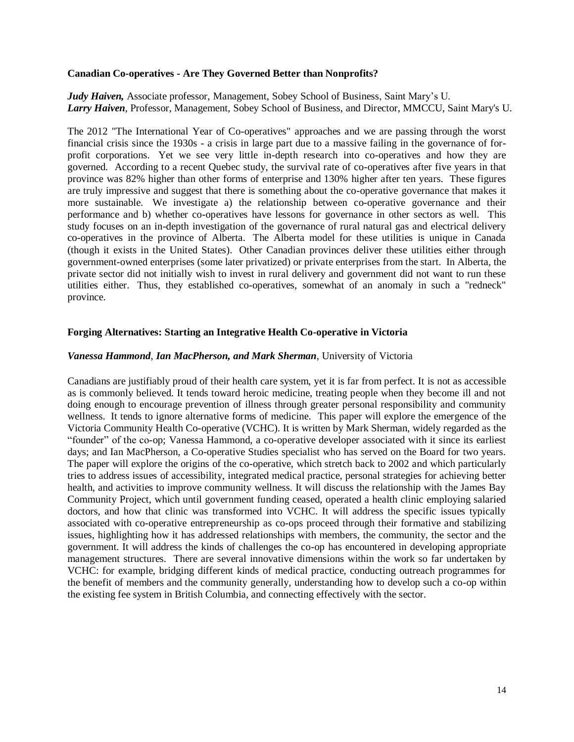### Canadian Co-operatives - Are They Governed Better than Nonprofits?

***Judy Haiven,*** Associate professor, Management, Sobey School of Business, Saint Mary's U.
***Larry Haiven***, Professor, Management, Sobey School of Business, and Director, MMCCU, Saint Mary's U.

The 2012 "The International Year of Co-operatives" approaches and we are passing through the worst financial crisis since the 1930s - a crisis in large part due to a massive failing in the governance of for-profit corporations. Yet we see very little in-depth research into co-operatives and how they are governed. According to a recent Quebec study, the survival rate of co-operatives after five years in that province was 82% higher than other forms of enterprise and 130% higher after ten years. These figures are truly impressive and suggest that there is something about the co-operative governance that makes it more sustainable. We investigate a) the relationship between co-operative governance and their performance and b) whether co-operatives have lessons for governance in other sectors as well. This study focuses on an in-depth investigation of the governance of rural natural gas and electrical delivery co-operatives in the province of Alberta. The Alberta model for these utilities is unique in Canada (though it exists in the United States). Other Canadian provinces deliver these utilities either through government-owned enterprises (some later privatized) or private enterprises from the start. In Alberta, the private sector did not initially wish to invest in rural delivery and government did not want to run these utilities either. Thus, they established co-operatives, somewhat of an anomaly in such a "redneck" province.

### Forging Alternatives: Starting an Integrative Health Co-operative in Victoria

***Vanessa Hammond, Ian MacPherson, and Mark Sherman***, University of Victoria

Canadians are justifiably proud of their health care system, yet it is far from perfect. It is not as accessible as is commonly believed. It tends toward heroic medicine, treating people when they become ill and not doing enough to encourage prevention of illness through greater personal responsibility and community wellness. It tends to ignore alternative forms of medicine. This paper will explore the emergence of the Victoria Community Health Co-operative (VCHC). It is written by Mark Sherman, widely regarded as the "founder" of the co-op; Vanessa Hammond, a co-operative developer associated with it since its earliest days; and Ian MacPherson, a Co-operative Studies specialist who has served on the Board for two years. The paper will explore the origins of the co-operative, which stretch back to 2002 and which particularly tries to address issues of accessibility, integrated medical practice, personal strategies for achieving better health, and activities to improve community wellness. It will discuss the relationship with the James Bay Community Project, which until government funding ceased, operated a health clinic employing salaried doctors, and how that clinic was transformed into VCHC. It will address the specific issues typically associated with co-operative entrepreneurship as co-ops proceed through their formative and stabilizing issues, highlighting how it has addressed relationships with members, the community, the sector and the government. It will address the kinds of challenges the co-op has encountered in developing appropriate management structures. There are several innovative dimensions within the work so far undertaken by VCHC: for example, bridging different kinds of medical practice, conducting outreach programmes for the benefit of members and the community generally, understanding how to develop such a co-op within the existing fee system in British Columbia, and connecting effectively with the sector.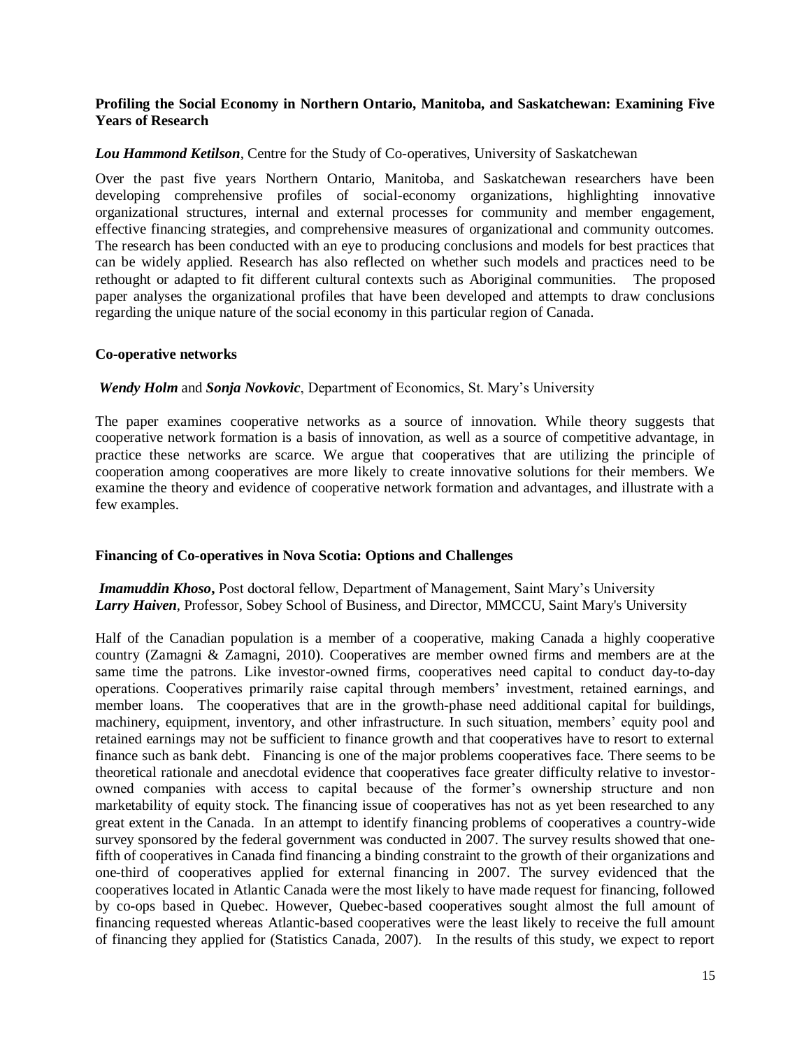### Profiling the Social Economy in Northern Ontario, Manitoba, and Saskatchewan: Examining Five Years of Research

***Lou Hammond Ketilson***, Centre for the Study of Co-operatives, University of Saskatchewan

Over the past five years Northern Ontario, Manitoba, and Saskatchewan researchers have been developing comprehensive profiles of social-economy organizations, highlighting innovative organizational structures, internal and external processes for community and member engagement, effective financing strategies, and comprehensive measures of organizational and community outcomes. The research has been conducted with an eye to producing conclusions and models for best practices that can be widely applied. Research has also reflected on whether such models and practices need to be rethought or adapted to fit different cultural contexts such as Aboriginal communities. The proposed paper analyses the organizational profiles that have been developed and attempts to draw conclusions regarding the unique nature of the social economy in this particular region of Canada.

### Co-operative networks

***Wendy Holm*** and ***Sonja Novkovic***, Department of Economics, St. Mary's University

The paper examines cooperative networks as a source of innovation. While theory suggests that cooperative network formation is a basis of innovation, as well as a source of competitive advantage, in practice these networks are scarce. We argue that cooperatives that are utilizing the principle of cooperation among cooperatives are more likely to create innovative solutions for their members. We examine the theory and evidence of cooperative network formation and advantages, and illustrate with a few examples.

### Financing of Co-operatives in Nova Scotia: Options and Challenges

***Imamuddin Khoso*****,** Post doctoral fellow, Department of Management, Saint Mary's University
***Larry Haiven***, Professor, Sobey School of Business, and Director, MMCCU, Saint Mary's University

Half of the Canadian population is a member of a cooperative, making Canada a highly cooperative country (Zamagni & Zamagni, 2010). Cooperatives are member owned firms and members are at the same time the patrons. Like investor-owned firms, cooperatives need capital to conduct day-to-day operations. Cooperatives primarily raise capital through members' investment, retained earnings, and member loans. The cooperatives that are in the growth-phase need additional capital for buildings, machinery, equipment, inventory, and other infrastructure. In such situation, members' equity pool and retained earnings may not be sufficient to finance growth and that cooperatives have to resort to external finance such as bank debt. Financing is one of the major problems cooperatives face. There seems to be theoretical rationale and anecdotal evidence that cooperatives face greater difficulty relative to investor-owned companies with access to capital because of the former's ownership structure and non marketability of equity stock. The financing issue of cooperatives has not as yet been researched to any great extent in the Canada. In an attempt to identify financing problems of cooperatives a country-wide survey sponsored by the federal government was conducted in 2007. The survey results showed that one-fifth of cooperatives in Canada find financing a binding constraint to the growth of their organizations and one-third of cooperatives applied for external financing in 2007. The survey evidenced that the cooperatives located in Atlantic Canada were the most likely to have made request for financing, followed by co-ops based in Quebec. However, Quebec-based cooperatives sought almost the full amount of financing requested whereas Atlantic-based cooperatives were the least likely to receive the full amount of financing they applied for (Statistics Canada, 2007). In the results of this study, we expect to report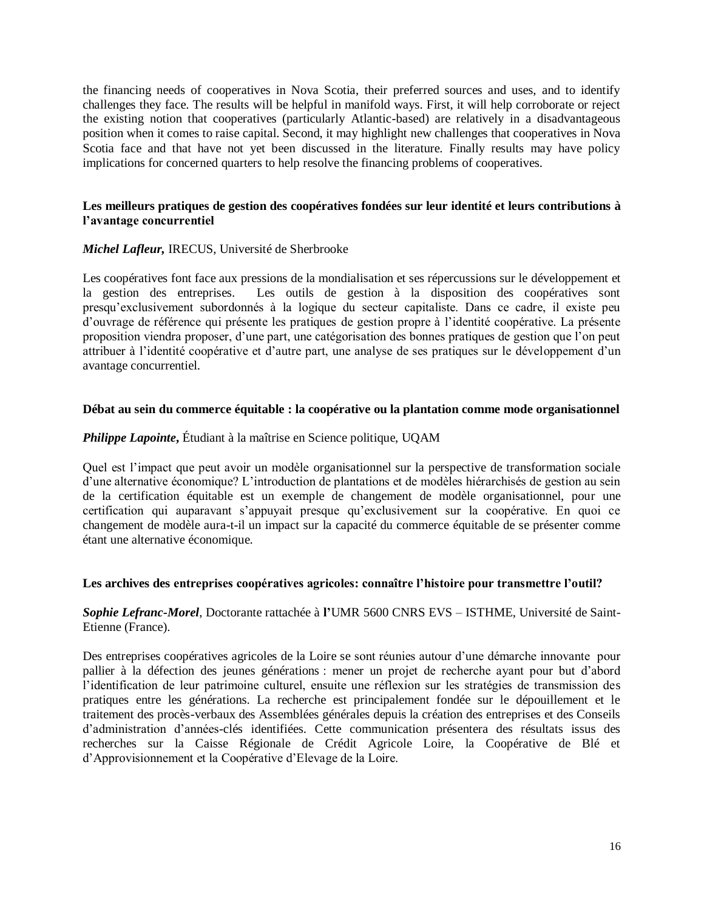the financing needs of cooperatives in Nova Scotia, their preferred sources and uses, and to identify challenges they face. The results will be helpful in manifold ways. First, it will help corroborate or reject the existing notion that cooperatives (particularly Atlantic-based) are relatively in a disadvantageous position when it comes to raise capital. Second, it may highlight new challenges that cooperatives in Nova Scotia face and that have not yet been discussed in the literature. Finally results may have policy implications for concerned quarters to help resolve the financing problems of cooperatives.

### Les meilleurs pratiques de gestion des coopératives fondées sur leur identité et leurs contributions à l'avantage concurrentiel

***Michel Lafleur,*** IRECUS, Université de Sherbrooke

Les coopératives font face aux pressions de la mondialisation et ses répercussions sur le développement et la gestion des entreprises. Les outils de gestion à la disposition des coopératives sont presqu'exclusivement subordonnés à la logique du secteur capitaliste. Dans ce cadre, il existe peu d'ouvrage de référence qui présente les pratiques de gestion propre à l'identité coopérative. La présente proposition viendra proposer, d'une part, une catégorisation des bonnes pratiques de gestion que l'on peut attribuer à l'identité coopérative et d'autre part, une analyse de ses pratiques sur le développement d'un avantage concurrentiel.

### Débat au sein du commerce équitable : la coopérative ou la plantation comme mode organisationnel

***Philippe Lapointe*,** Étudiant à la maîtrise en Science politique, UQAM

Quel est l'impact que peut avoir un modèle organisationnel sur la perspective de transformation sociale d'une alternative économique? L'introduction de plantations et de modèles hiérarchisés de gestion au sein de la certification équitable est un exemple de changement de modèle organisationnel, pour une certification qui auparavant s'appuyait presque qu'exclusivement sur la coopérative. En quoi ce changement de modèle aura-t-il un impact sur la capacité du commerce équitable de se présenter comme étant une alternative économique.

### Les archives des entreprises coopératives agricoles: connaître l'histoire pour transmettre l'outil?

***Sophie Lefranc-Morel***, Doctorante rattachée à **l'**UMR 5600 CNRS EVS – ISTHME, Université de Saint-Etienne (France).

Des entreprises coopératives agricoles de la Loire se sont réunies autour d'une démarche innovante pour pallier à la défection des jeunes générations : mener un projet de recherche ayant pour but d'abord l'identification de leur patrimoine culturel, ensuite une réflexion sur les stratégies de transmission des pratiques entre les générations. La recherche est principalement fondée sur le dépouillement et le traitement des procès-verbaux des Assemblées générales depuis la création des entreprises et des Conseils d'administration d'années-clés identifiées. Cette communication présentera des résultats issus des recherches sur la Caisse Régionale de Crédit Agricole Loire, la Coopérative de Blé et d'Approvisionnement et la Coopérative d'Elevage de la Loire.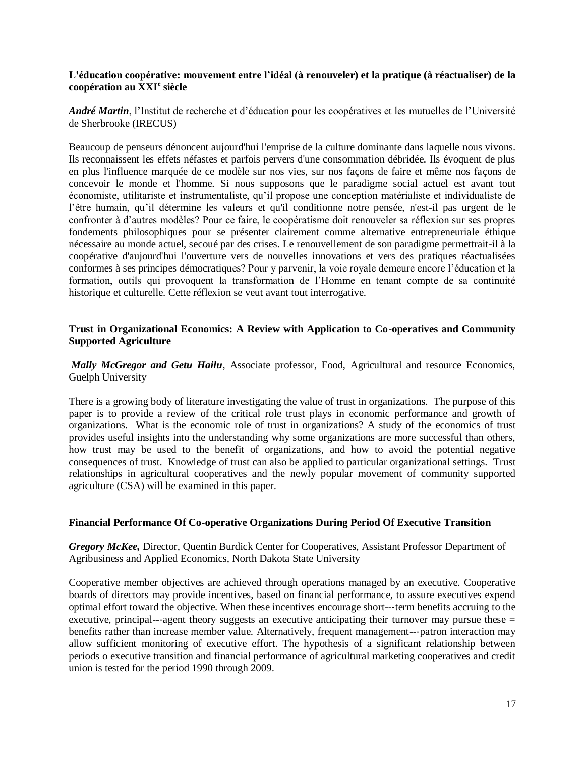**L'éducation coopérative: mouvement entre l'idéal (à renouveler) et la pratique (à réactualiser) de la coopération au XXI[e] siècle**

***André Martin***, l'Institut de recherche et d'éducation pour les coopératives et les mutuelles de l'Université de Sherbrooke (IRECUS)

Beaucoup de penseurs dénoncent aujourd'hui l'emprise de la culture dominante dans laquelle nous vivons. Ils reconnaissent les effets néfastes et parfois pervers d'une consommation débridée. Ils évoquent de plus en plus l'influence marquée de ce modèle sur nos vies, sur nos façons de faire et même nos façons de concevoir le monde et l'homme. Si nous supposons que le paradigme social actuel est avant tout économiste, utilitariste et instrumentaliste, qu'il propose une conception matérialiste et individualiste de l'être humain, qu'il détermine les valeurs et qu'il conditionne notre pensée, n'est-il pas urgent de le confronter à d'autres modèles? Pour ce faire, le coopératisme doit renouveler sa réflexion sur ses propres fondements philosophiques pour se présenter clairement comme alternative entrepreneuriale éthique nécessaire au monde actuel, secoué par des crises. Le renouvellement de son paradigme permettrait-il à la coopérative d'aujourd'hui l'ouverture vers de nouvelles innovations et vers des pratiques réactualisées conformes à ses principes démocratiques? Pour y parvenir, la voie royale demeure encore l'éducation et la formation, outils qui provoquent la transformation de l'Homme en tenant compte de sa continuité historique et culturelle. Cette réflexion se veut avant tout interrogative.

**Trust in Organizational Economics: A Review with Application to Co-operatives and Community Supported Agriculture**

***Mally McGregor and Getu Hailu***, Associate professor, Food, Agricultural and resource Economics, Guelph University

There is a growing body of literature investigating the value of trust in organizations. The purpose of this paper is to provide a review of the critical role trust plays in economic performance and growth of organizations. What is the economic role of trust in organizations? A study of the economics of trust provides useful insights into the understanding why some organizations are more successful than others, how trust may be used to the benefit of organizations, and how to avoid the potential negative consequences of trust. Knowledge of trust can also be applied to particular organizational settings. Trust relationships in agricultural cooperatives and the newly popular movement of community supported agriculture (CSA) will be examined in this paper.

**Financial Performance Of Co-operative Organizations During Period Of Executive Transition**

***Gregory McKee,*** Director, Quentin Burdick Center for Cooperatives, Assistant Professor Department of Agribusiness and Applied Economics, North Dakota State University

Cooperative member objectives are achieved through operations managed by an executive. Cooperative boards of directors may provide incentives, based on financial performance, to assure executives expend optimal effort toward the objective. When these incentives encourage short---term benefits accruing to the executive, principal---agent theory suggests an executive anticipating their turnover may pursue these = benefits rather than increase member value. Alternatively, frequent management---patron interaction may allow sufficient monitoring of executive effort. The hypothesis of a significant relationship between periods o executive transition and financial performance of agricultural marketing cooperatives and credit union is tested for the period 1990 through 2009.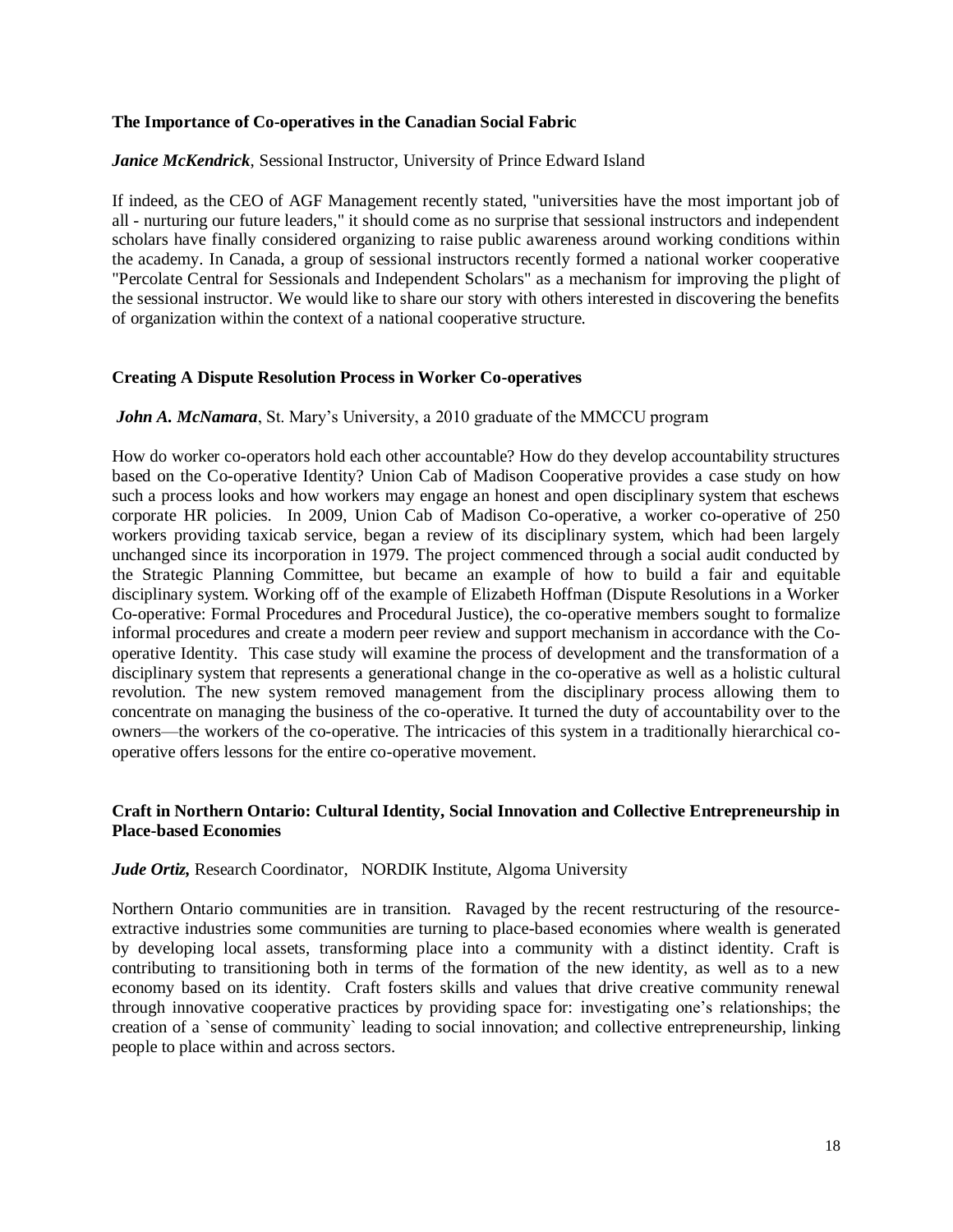### The Importance of Co-operatives in the Canadian Social Fabric

***Janice McKendrick***, Sessional Instructor, University of Prince Edward Island

If indeed, as the CEO of AGF Management recently stated, "universities have the most important job of all - nurturing our future leaders," it should come as no surprise that sessional instructors and independent scholars have finally considered organizing to raise public awareness around working conditions within the academy. In Canada, a group of sessional instructors recently formed a national worker cooperative "Percolate Central for Sessionals and Independent Scholars" as a mechanism for improving the plight of the sessional instructor. We would like to share our story with others interested in discovering the benefits of organization within the context of a national cooperative structure.

### Creating A Dispute Resolution Process in Worker Co-operatives

***John A. McNamara***, St. Mary's University, a 2010 graduate of the MMCCU program

How do worker co-operators hold each other accountable? How do they develop accountability structures based on the Co-operative Identity? Union Cab of Madison Cooperative provides a case study on how such a process looks and how workers may engage an honest and open disciplinary system that eschews corporate HR policies. In 2009, Union Cab of Madison Co-operative, a worker co-operative of 250 workers providing taxicab service, began a review of its disciplinary system, which had been largely unchanged since its incorporation in 1979. The project commenced through a social audit conducted by the Strategic Planning Committee, but became an example of how to build a fair and equitable disciplinary system. Working off of the example of Elizabeth Hoffman (Dispute Resolutions in a Worker Co-operative: Formal Procedures and Procedural Justice), the co-operative members sought to formalize informal procedures and create a modern peer review and support mechanism in accordance with the Co-operative Identity. This case study will examine the process of development and the transformation of a disciplinary system that represents a generational change in the co-operative as well as a holistic cultural revolution. The new system removed management from the disciplinary process allowing them to concentrate on managing the business of the co-operative. It turned the duty of accountability over to the owners—the workers of the co-operative. The intricacies of this system in a traditionally hierarchical co-operative offers lessons for the entire co-operative movement.

### Craft in Northern Ontario: Cultural Identity, Social Innovation and Collective Entrepreneurship in Place-based Economies

***Jude Ortiz,*** Research Coordinator, NORDIK Institute, Algoma University

Northern Ontario communities are in transition. Ravaged by the recent restructuring of the resource-extractive industries some communities are turning to place-based economies where wealth is generated by developing local assets, transforming place into a community with a distinct identity. Craft is contributing to transitioning both in terms of the formation of the new identity, as well as to a new economy based on its identity. Craft fosters skills and values that drive creative community renewal through innovative cooperative practices by providing space for: investigating one's relationships; the creation of a `sense of community` leading to social innovation; and collective entrepreneurship, linking people to place within and across sectors.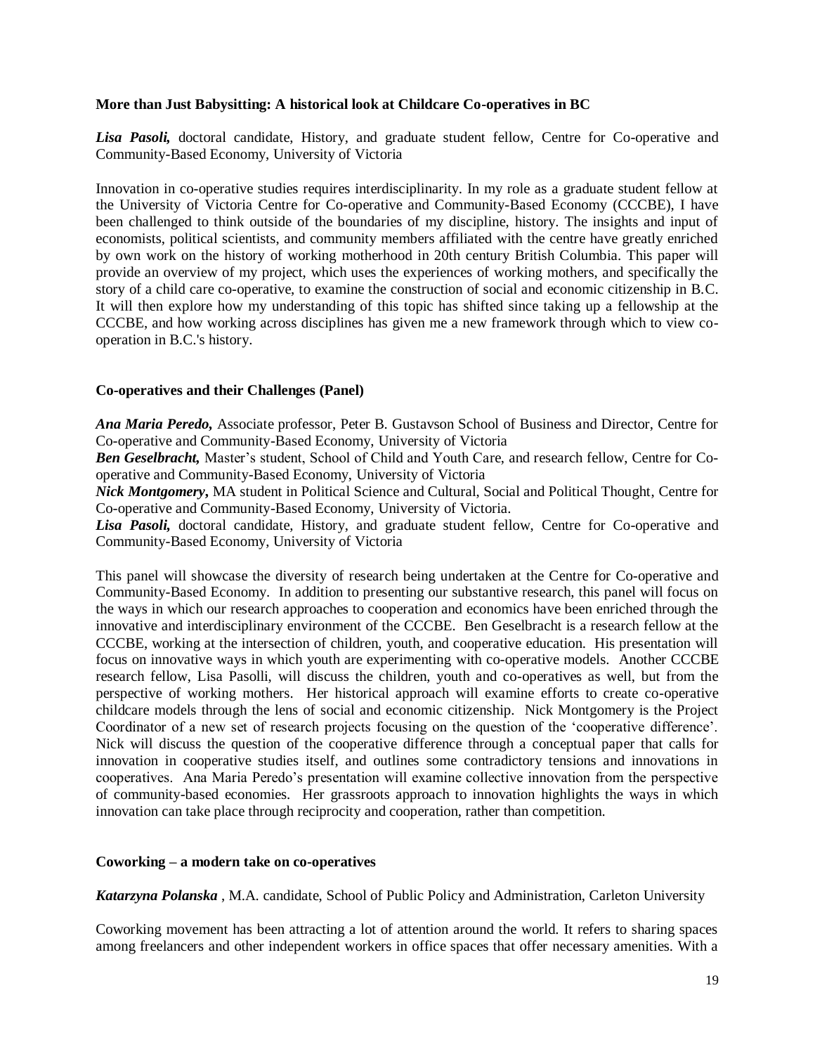**More than Just Babysitting: A historical look at Childcare Co-operatives in BC**

***Lisa Pasoli,*** doctoral candidate, History, and graduate student fellow, Centre for Co-operative and Community-Based Economy, University of Victoria

Innovation in co-operative studies requires interdisciplinarity. In my role as a graduate student fellow at the University of Victoria Centre for Co-operative and Community-Based Economy (CCCBE), I have been challenged to think outside of the boundaries of my discipline, history. The insights and input of economists, political scientists, and community members affiliated with the centre have greatly enriched by own work on the history of working motherhood in 20th century British Columbia. This paper will provide an overview of my project, which uses the experiences of working mothers, and specifically the story of a child care co-operative, to examine the construction of social and economic citizenship in B.C. It will then explore how my understanding of this topic has shifted since taking up a fellowship at the CCCBE, and how working across disciplines has given me a new framework through which to view co-operation in B.C.'s history.

**Co-operatives and their Challenges (Panel)**

***Ana Maria Peredo,*** Associate professor, Peter B. Gustavson School of Business and Director, Centre for Co-operative and Community-Based Economy, University of Victoria
***Ben Geselbracht,*** Master's student, School of Child and Youth Care, and research fellow, Centre for Co-operative and Community-Based Economy, University of Victoria
***Nick Montgomery,*** MA student in Political Science and Cultural, Social and Political Thought, Centre for Co-operative and Community-Based Economy, University of Victoria.
***Lisa Pasoli,*** doctoral candidate, History, and graduate student fellow, Centre for Co-operative and Community-Based Economy, University of Victoria

This panel will showcase the diversity of research being undertaken at the Centre for Co-operative and Community-Based Economy. In addition to presenting our substantive research, this panel will focus on the ways in which our research approaches to cooperation and economics have been enriched through the innovative and interdisciplinary environment of the CCCBE. Ben Geselbracht is a research fellow at the CCCBE, working at the intersection of children, youth, and cooperative education. His presentation will focus on innovative ways in which youth are experimenting with co-operative models. Another CCCBE research fellow, Lisa Pasolli, will discuss the children, youth and co-operatives as well, but from the perspective of working mothers. Her historical approach will examine efforts to create co-operative childcare models through the lens of social and economic citizenship. Nick Montgomery is the Project Coordinator of a new set of research projects focusing on the question of the 'cooperative difference'. Nick will discuss the question of the cooperative difference through a conceptual paper that calls for innovation in cooperative studies itself, and outlines some contradictory tensions and innovations in cooperatives. Ana Maria Peredo's presentation will examine collective innovation from the perspective of community-based economies. Her grassroots approach to innovation highlights the ways in which innovation can take place through reciprocity and cooperation, rather than competition.

**Coworking – a modern take on co-operatives**

***Katarzyna Polanska*** , M.A. candidate, School of Public Policy and Administration, Carleton University

Coworking movement has been attracting a lot of attention around the world. It refers to sharing spaces among freelancers and other independent workers in office spaces that offer necessary amenities. With a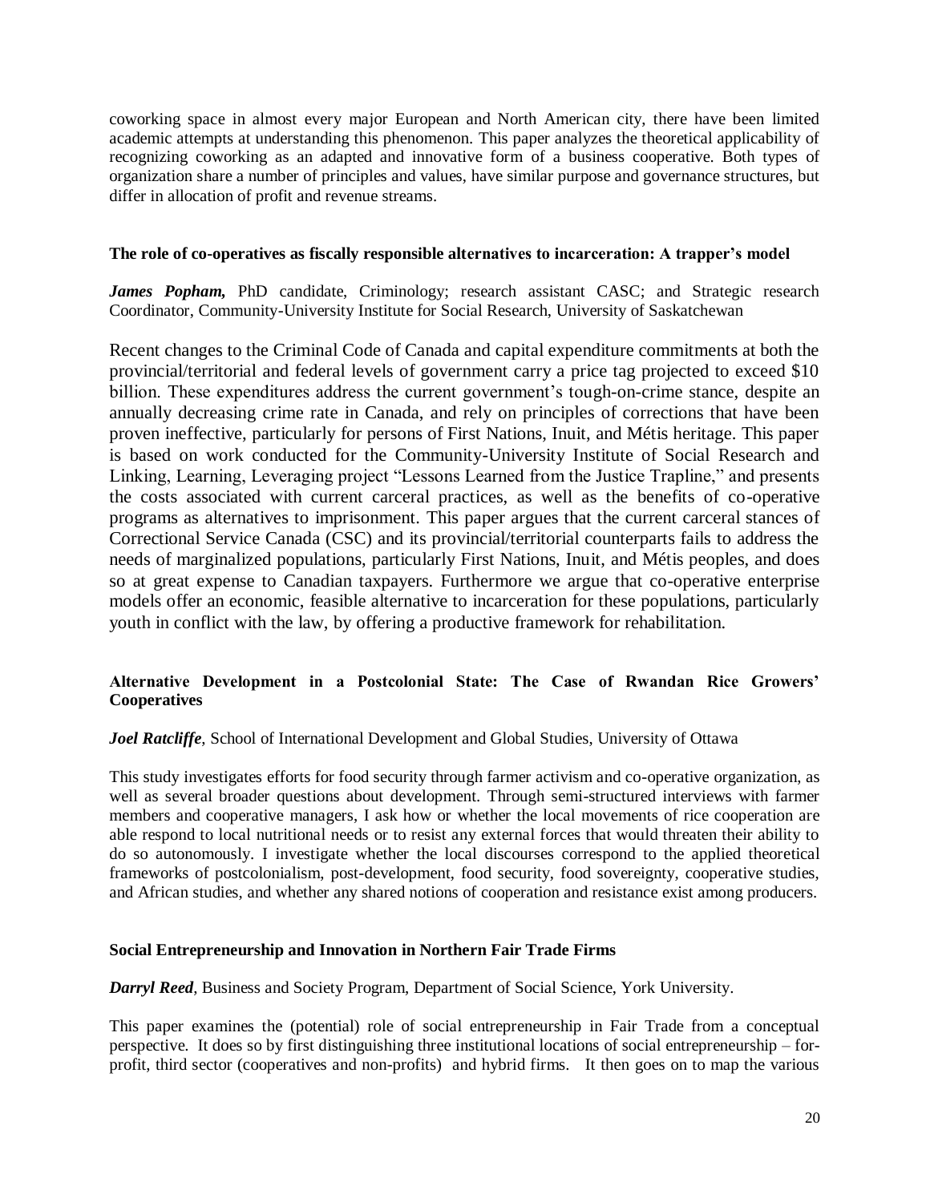coworking space in almost every major European and North American city, there have been limited academic attempts at understanding this phenomenon. This paper analyzes the theoretical applicability of recognizing coworking as an adapted and innovative form of a business cooperative. Both types of organization share a number of principles and values, have similar purpose and governance structures, but differ in allocation of profit and revenue streams.

#### The role of co-operatives as fiscally responsible alternatives to incarceration: A trapper's model

***James Popham,*** PhD candidate, Criminology; research assistant CASC; and Strategic research Coordinator, Community-University Institute for Social Research, University of Saskatchewan

Recent changes to the Criminal Code of Canada and capital expenditure commitments at both the provincial/territorial and federal levels of government carry a price tag projected to exceed $10 billion. These expenditures address the current government's tough-on-crime stance, despite an annually decreasing crime rate in Canada, and rely on principles of corrections that have been proven ineffective, particularly for persons of First Nations, Inuit, and Métis heritage. This paper is based on work conducted for the Community-University Institute of Social Research and Linking, Learning, Leveraging project "Lessons Learned from the Justice Trapline," and presents the costs associated with current carceral practices, as well as the benefits of co-operative programs as alternatives to imprisonment. This paper argues that the current carceral stances of Correctional Service Canada (CSC) and its provincial/territorial counterparts fails to address the needs of marginalized populations, particularly First Nations, Inuit, and Métis peoples, and does so at great expense to Canadian taxpayers. Furthermore we argue that co-operative enterprise models offer an economic, feasible alternative to incarceration for these populations, particularly youth in conflict with the law, by offering a productive framework for rehabilitation.

#### Alternative Development in a Postcolonial State: The Case of Rwandan Rice Growers' Cooperatives

***Joel Ratcliffe***, School of International Development and Global Studies, University of Ottawa

This study investigates efforts for food security through farmer activism and co-operative organization, as well as several broader questions about development. Through semi-structured interviews with farmer members and cooperative managers, I ask how or whether the local movements of rice cooperation are able respond to local nutritional needs or to resist any external forces that would threaten their ability to do so autonomously. I investigate whether the local discourses correspond to the applied theoretical frameworks of postcolonialism, post-development, food security, food sovereignty, cooperative studies, and African studies, and whether any shared notions of cooperation and resistance exist among producers.

#### Social Entrepreneurship and Innovation in Northern Fair Trade Firms

***Darryl Reed***, Business and Society Program, Department of Social Science, York University.

This paper examines the (potential) role of social entrepreneurship in Fair Trade from a conceptual perspective. It does so by first distinguishing three institutional locations of social entrepreneurship – for-profit, third sector (cooperatives and non-profits) and hybrid firms. It then goes on to map the various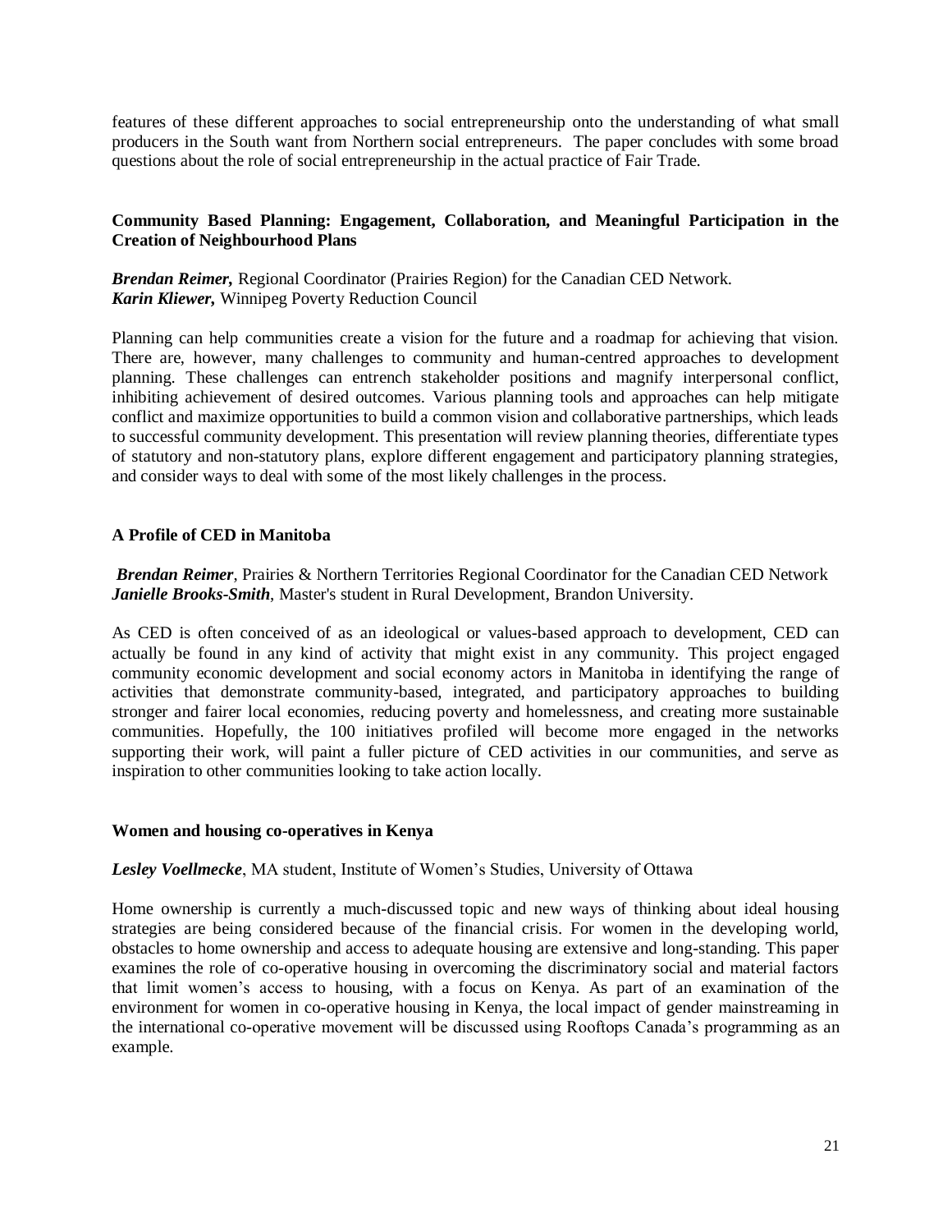features of these different approaches to social entrepreneurship onto the understanding of what small producers in the South want from Northern social entrepreneurs. The paper concludes with some broad questions about the role of social entrepreneurship in the actual practice of Fair Trade.

### Community Based Planning: Engagement, Collaboration, and Meaningful Participation in the Creation of Neighbourhood Plans

***Brendan Reimer,*** Regional Coordinator (Prairies Region) for the Canadian CED Network.
***Karin Kliewer,*** Winnipeg Poverty Reduction Council

Planning can help communities create a vision for the future and a roadmap for achieving that vision. There are, however, many challenges to community and human-centred approaches to development planning. These challenges can entrench stakeholder positions and magnify interpersonal conflict, inhibiting achievement of desired outcomes. Various planning tools and approaches can help mitigate conflict and maximize opportunities to build a common vision and collaborative partnerships, which leads to successful community development. This presentation will review planning theories, differentiate types of statutory and non-statutory plans, explore different engagement and participatory planning strategies, and consider ways to deal with some of the most likely challenges in the process.

### A Profile of CED in Manitoba

***Brendan Reimer***, Prairies & Northern Territories Regional Coordinator for the Canadian CED Network
***Janielle Brooks-Smith***, Master's student in Rural Development, Brandon University.

As CED is often conceived of as an ideological or values-based approach to development, CED can actually be found in any kind of activity that might exist in any community. This project engaged community economic development and social economy actors in Manitoba in identifying the range of activities that demonstrate community-based, integrated, and participatory approaches to building stronger and fairer local economies, reducing poverty and homelessness, and creating more sustainable communities. Hopefully, the 100 initiatives profiled will become more engaged in the networks supporting their work, will paint a fuller picture of CED activities in our communities, and serve as inspiration to other communities looking to take action locally.

### Women and housing co-operatives in Kenya

***Lesley Voellmecke***, MA student, Institute of Women's Studies, University of Ottawa

Home ownership is currently a much-discussed topic and new ways of thinking about ideal housing strategies are being considered because of the financial crisis. For women in the developing world, obstacles to home ownership and access to adequate housing are extensive and long-standing. This paper examines the role of co-operative housing in overcoming the discriminatory social and material factors that limit women's access to housing, with a focus on Kenya. As part of an examination of the environment for women in co-operative housing in Kenya, the local impact of gender mainstreaming in the international co-operative movement will be discussed using Rooftops Canada's programming as an example.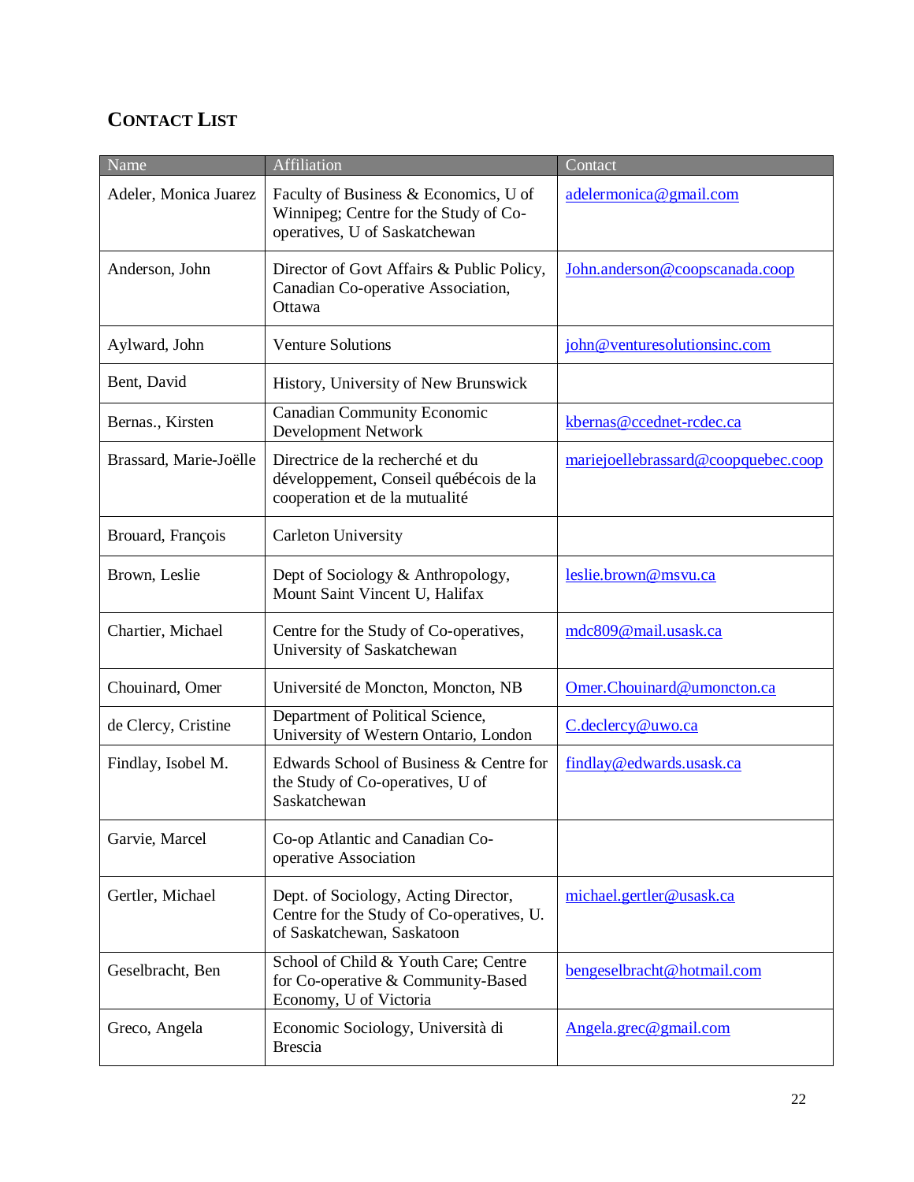## CONTACT LIST

| Name | Affiliation | Contact |
|---|---|---|
| Adeler, Monica Juarez | Faculty of Business & Economics, U of Winnipeg; Centre for the Study of Co-operatives, U of Saskatchewan | adelermonica@gmail.com |
| Anderson, John | Director of Govt Affairs & Public Policy, Canadian Co-operative Association, Ottawa | John.anderson@coopscanada.coop |
| Aylward, John | Venture Solutions | john@venturesolutionsinc.com |
| Bent, David | History, University of New Brunswick | |
| Bernas., Kirsten | Canadian Community Economic Development Network | kbernas@ccednet-rcdec.ca |
| Brassard, Marie-Joëlle | Directrice de la recherché et du développement, Conseil québécois de la cooperation et de la mutualité | mariejoellebrassard@coopquebec.coop |
| Brouard, François | Carleton University | |
| Brown, Leslie | Dept of Sociology & Anthropology, Mount Saint Vincent U, Halifax | leslie.brown@msvu.ca |
| Chartier, Michael | Centre for the Study of Co-operatives, University of Saskatchewan | mdc809@mail.usask.ca |
| Chouinard, Omer | Université de Moncton, Moncton, NB | Omer.Chouinard@umoncton.ca |
| de Clercy, Cristine | Department of Political Science, University of Western Ontario, London | C.declercy@uwo.ca |
| Findlay, Isobel M. | Edwards School of Business & Centre for the Study of Co-operatives, U of Saskatchewan | findlay@edwards.usask.ca |
| Garvie, Marcel | Co-op Atlantic and Canadian Co-operative Association | |
| Gertler, Michael | Dept. of Sociology, Acting Director, Centre for the Study of Co-operatives, U. of Saskatchewan, Saskatoon | michael.gertler@usask.ca |
| Geselbracht, Ben | School of Child & Youth Care; Centre for Co-operative & Community-Based Economy, U of Victoria | bengeselbracht@hotmail.com |
| Greco, Angela | Economic Sociology, Università di Brescia | Angela.grec@gmail.com |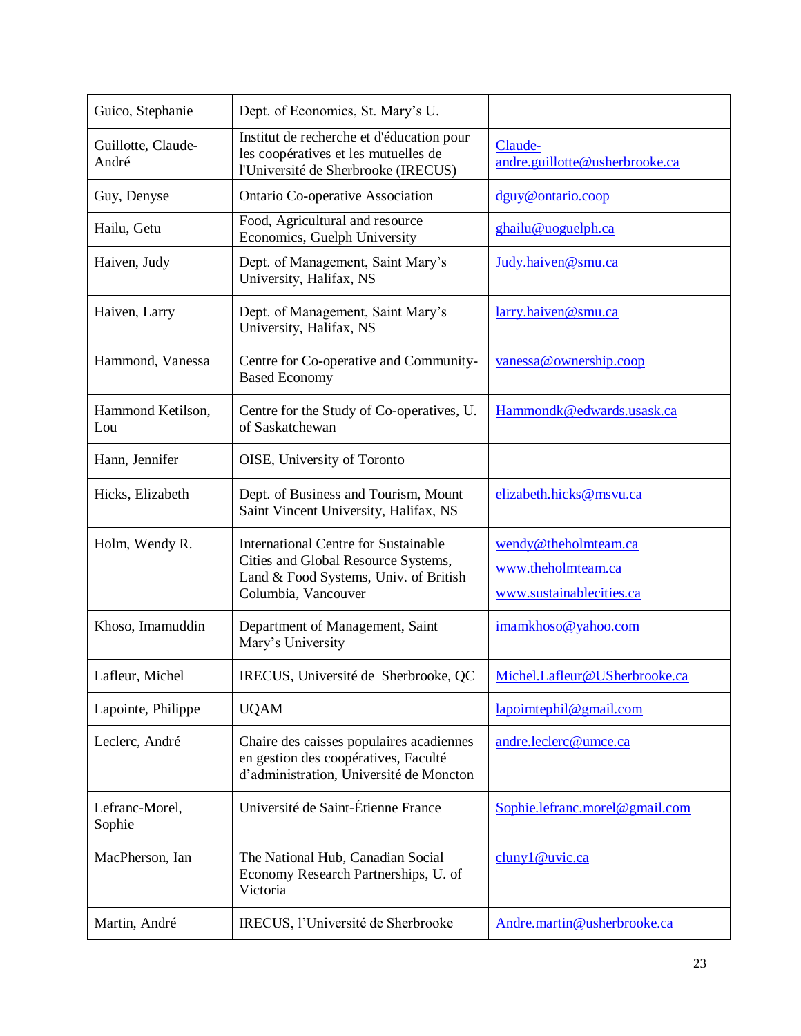| | | |
|---|---|---|
| Guico, Stephanie | Dept. of Economics, St. Mary's U. | |
| Guillotte, Claude-André | Institut de recherche et d'éducation pour les coopératives et les mutuelles de l'Université de Sherbrooke (IRECUS) | Claude-andre.guillotte@usherbrooke.ca |
| Guy, Denyse | Ontario Co-operative Association | dguy@ontario.coop |
| Hailu, Getu | Food, Agricultural and resource Economics, Guelph University | ghailu@uoguelph.ca |
| Haiven, Judy | Dept. of Management, Saint Mary's University, Halifax, NS | Judy.haiven@smu.ca |
| Haiven, Larry | Dept. of Management, Saint Mary's University, Halifax, NS | larry.haiven@smu.ca |
| Hammond, Vanessa | Centre for Co-operative and Community-Based Economy | vanessa@ownership.coop |
| Hammond Ketilson, Lou | Centre for the Study of Co-operatives, U. of Saskatchewan | Hammondk@edwards.usask.ca |
| Hann, Jennifer | OISE, University of Toronto | |
| Hicks, Elizabeth | Dept. of Business and Tourism, Mount Saint Vincent University, Halifax, NS | elizabeth.hicks@msvu.ca |
| Holm, Wendy R. | International Centre for Sustainable Cities and Global Resource Systems, Land & Food Systems, Univ. of British Columbia, Vancouver | wendy@theholmteam.ca<br>www.theholmteam.ca<br>www.sustainablecities.ca |
| Khoso, Imamuddin | Department of Management, Saint Mary's University | imamkhoso@yahoo.com |
| Lafleur, Michel | IRECUS, Université de Sherbrooke, QC | Michel.Lafleur@USherbrooke.ca |
| Lapointe, Philippe | UQAM | lapoimtephil@gmail.com |
| Leclerc, André | Chaire des caisses populaires acadiennes en gestion des coopératives, Faculté d'administration, Université de Moncton | andre.leclerc@umce.ca |
| Lefranc-Morel, Sophie | Université de Saint-Étienne France | Sophie.lefranc.morel@gmail.com |
| MacPherson, Ian | The National Hub, Canadian Social Economy Research Partnerships, U. of Victoria | cluny1@uvic.ca |
| Martin, André | IRECUS, l'Université de Sherbrooke | Andre.martin@usherbrooke.ca |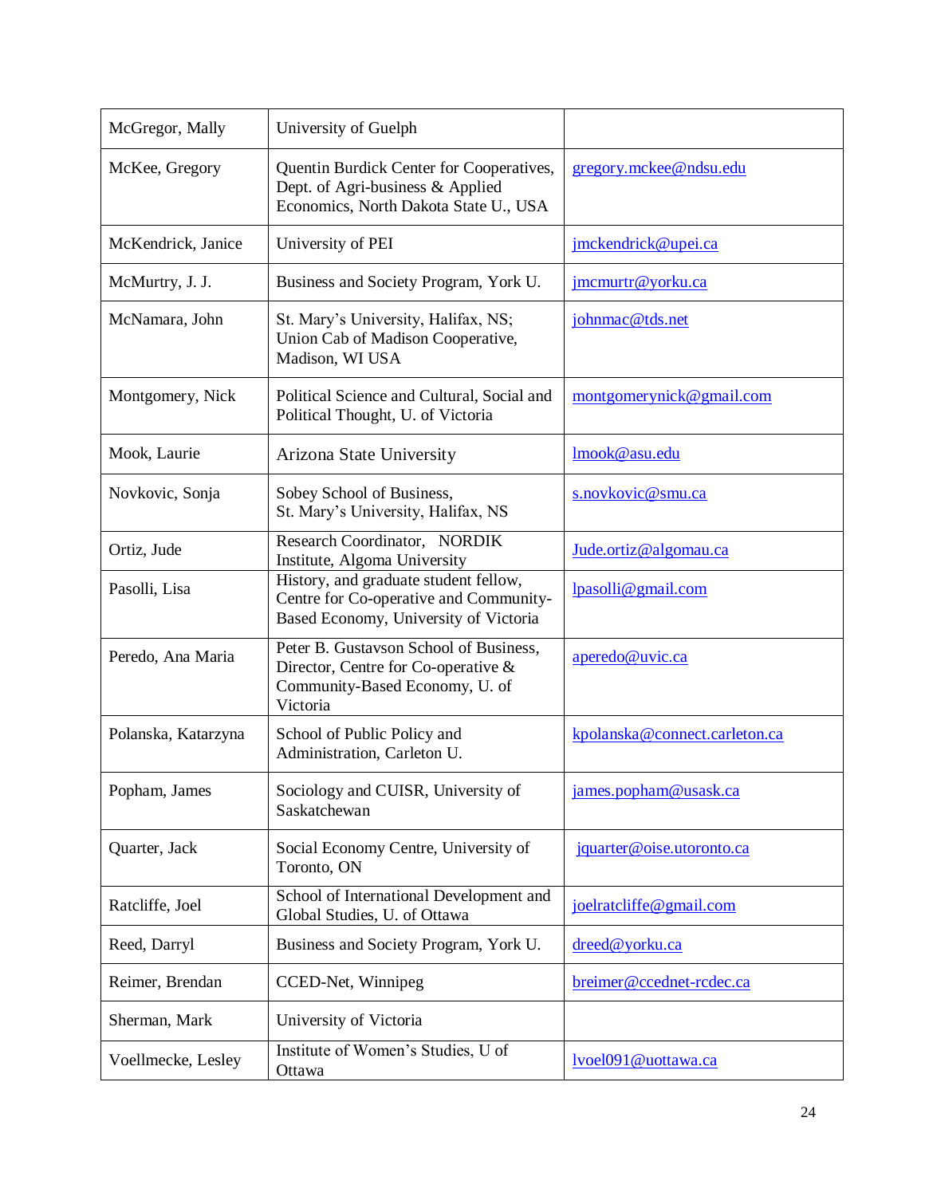| | | |
|---|---|---|
| McGregor, Mally | University of Guelph | |
| McKee, Gregory | Quentin Burdick Center for Cooperatives, Dept. of Agri-business & Applied Economics, North Dakota State U., USA | gregory.mckee@ndsu.edu |
| McKendrick, Janice | University of PEI | jmckendrick@upei.ca |
| McMurtry, J. J. | Business and Society Program, York U. | jmcmurtr@yorku.ca |
| McNamara, John | St. Mary's University, Halifax, NS; Union Cab of Madison Cooperative, Madison, WI USA | johnmac@tds.net |
| Montgomery, Nick | Political Science and Cultural, Social and Political Thought, U. of Victoria | montgomerynick@gmail.com |
| Mook, Laurie | Arizona State University | lmook@asu.edu |
| Novkovic, Sonja | Sobey School of Business, St. Mary's University, Halifax, NS | s.novkovic@smu.ca |
| Ortiz, Jude | Research Coordinator, NORDIK Institute, Algoma University | Jude.ortiz@algomau.ca |
| Pasolli, Lisa | History, and graduate student fellow, Centre for Co-operative and Community-Based Economy, University of Victoria | lpasolli@gmail.com |
| Peredo, Ana Maria | Peter B. Gustavson School of Business, Director, Centre for Co-operative & Community-Based Economy, U. of Victoria | aperedo@uvic.ca |
| Polanska, Katarzyna | School of Public Policy and Administration, Carleton U. | kpolanska@connect.carleton.ca |
| Popham, James | Sociology and CUISR, University of Saskatchewan | james.popham@usask.ca |
| Quarter, Jack | Social Economy Centre, University of Toronto, ON | jquarter@oise.utoronto.ca |
| Ratcliffe, Joel | School of International Development and Global Studies, U. of Ottawa | joelratcliffe@gmail.com |
| Reed, Darryl | Business and Society Program, York U. | dreed@yorku.ca |
| Reimer, Brendan | CCED-Net, Winnipeg | breimer@ccednet-rcdec.ca |
| Sherman, Mark | University of Victoria | |
| Voellmecke, Lesley | Institute of Women's Studies, U of Ottawa | lvoel091@uottawa.ca |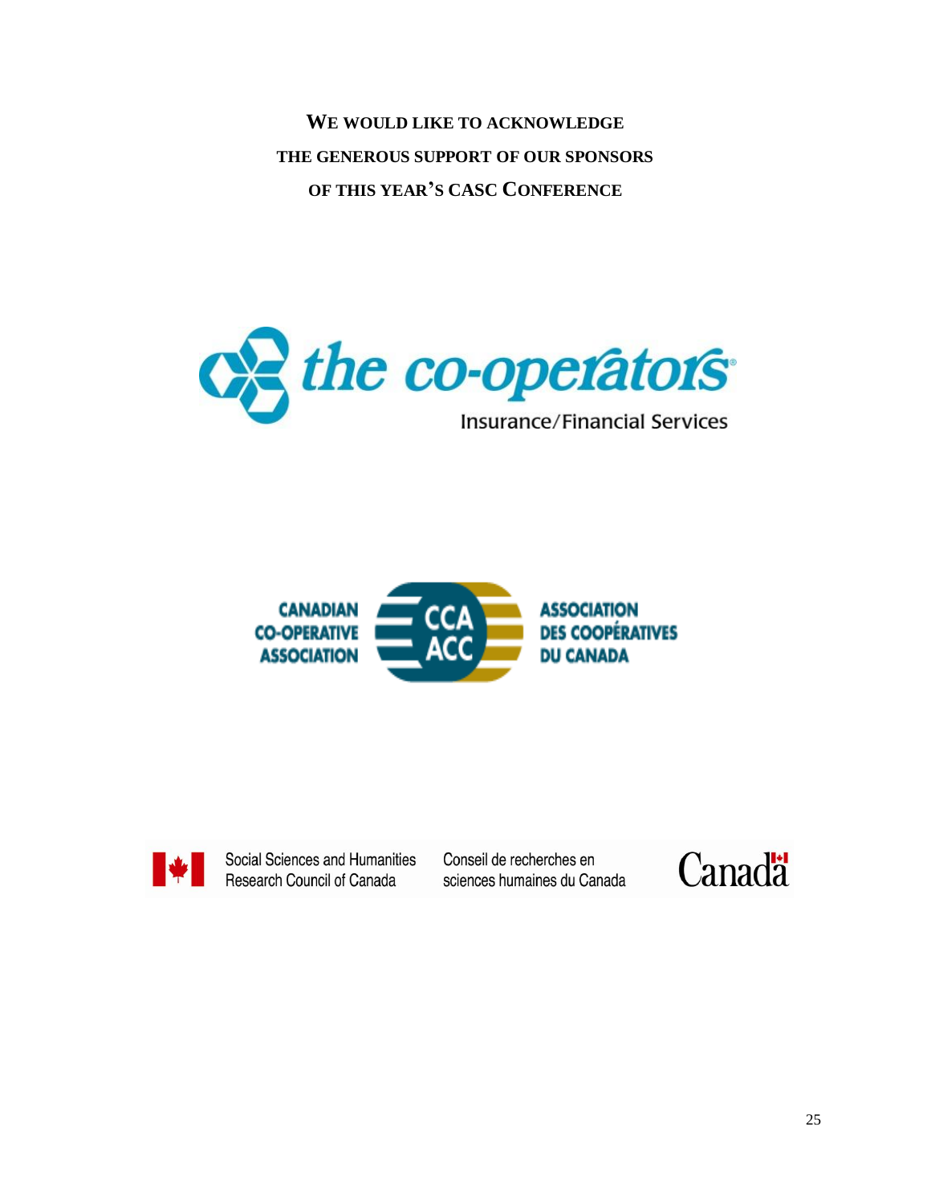**WE WOULD LIKE TO ACKNOWLEDGE**
**THE GENEROUS SUPPORT OF OUR SPONSORS**
**OF THIS YEAR'S CASC CONFERENCE**

the co-operators

Insurance/Financial Services

CANADIAN CO-OPERATIVE ASSOCIATION

CCA ACC

ASSOCIATION DES COOPÉRATIVES DU CANADA

Social Sciences and Humanities Research Council of Canada

Conseil de recherches en sciences humaines du Canada

Canada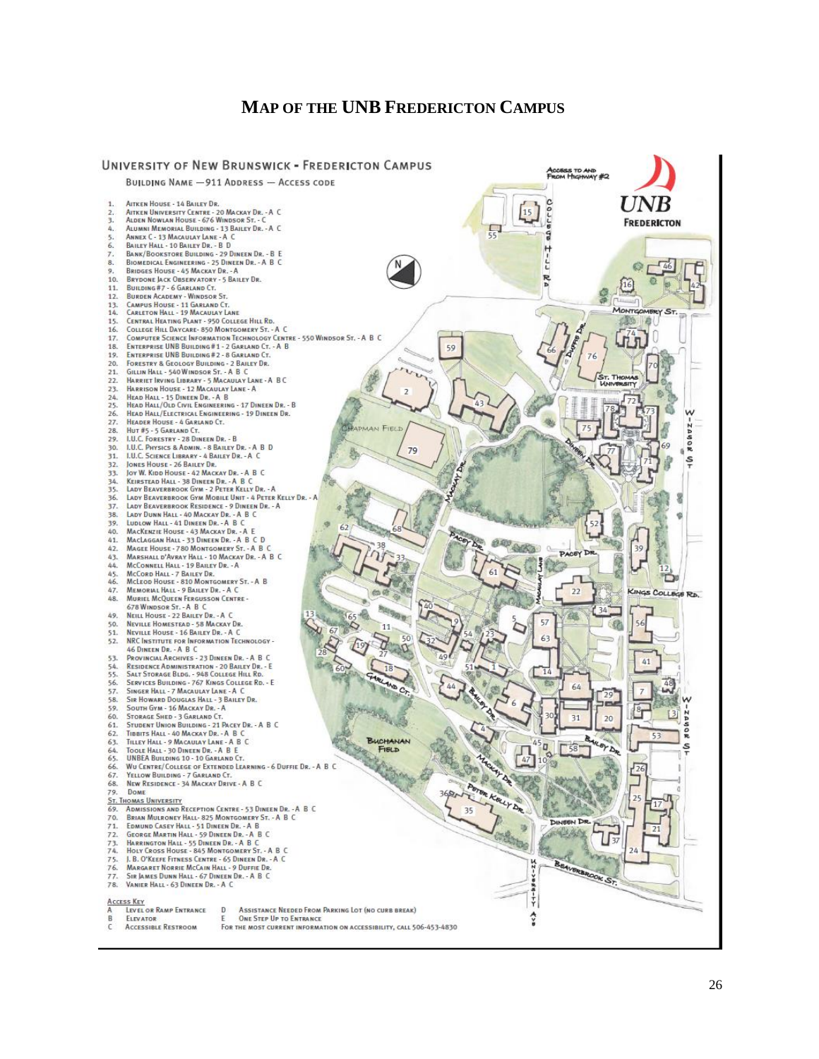## MAP OF THE UNB FREDERICTON CAMPUS

UNIVERSITY OF NEW BRUNSWICK - FREDERICTON CAMPUS

BUILDING NAME —911 ADDRESS — ACCESS CODE

1. AITKEN HOUSE - 14 BAILEY DR.
2. AITKEN UNIVERSITY CENTRE - 20 MACKAY DR. - A C
3. ALDEN NOWLAN HOUSE - 676 WINDSOR ST. - C
4. ALUMNI MEMORIAL BUILDING - 13 BAILEY DR. - A C
5. ANNEX C - 13 MACAULAY LANE - A C
6. BAILEY HALL - 10 BAILEY DR. - B D
7. BANK/BOOKSTORE BUILDING - 29 DINEEN DR. - B E
8. BIOMEDICAL ENGINEERING - 25 DINEEN DR. - A B C
9. BRIDGES HOUSE - 45 MACKAY DR. - A
10. BRYDONE JACK OBSERVATORY - 5 BAILEY DR.
11. BUILDING #7 - 6 GARLAND CT.
12. BURDEN ACADEMY - WINDSOR ST.
13. CAMPUS HOUSE - 11 GARLAND CT.
14. CARLETON HALL - 19 MACAULAY LANE
15. CENTRAL HEATING PLANT - 950 COLLEGE HILL RD.
16. COLLEGE HILL DAYCARE- 850 MONTGOMERY ST. - A C
17. COMPUTER SCIENCE INFORMATION TECHNOLOGY CENTRE - 550 WINDSOR ST. - A B C
18. ENTERPRISE UNB BUILDING #1 - 2 GARLAND CT. - A B
19. ENTERPRISE UNB BUILDING #2 - 8 GARLAND CT.
20. FORESTRY & GEOLOGY BUILDING - 2 BAILEY DR.
21. GILLIN HALL - 540 WINDSOR ST. - A B C
22. HARRIET IRVING LIBRARY - 5 MACAULAY LANE - A B C
23. HARRISON HOUSE - 12 MACAULAY LANE - A
24. HEAD HALL - 15 DINEEN DR. - A B
25. HEAD HALL/OLD CIVIL ENGINEERING - 17 DINEEN DR. - B
26. HEAD HALL/ELECTRICAL ENGINEERING - 19 DINEEN DR.
27. HEADER HOUSE - 4 GARLAND CT.
28. HUT #5 - 5 GARLAND CT.
29. I.U.C. FORESTRY - 28 DINEEN DR. - B
30. I.U.C. PHYSICS & ADMIN. - 8 BAILEY DR. - A B D
31. I.U.C. SCIENCE LIBRARY - 4 BAILEY DR. - A C
32. JONES HOUSE - 26 BAILEY DR.
33. JOY W. KIDD HOUSE - 42 MACKAY DR. - A B C
34. KEIRSTEAD HALL - 38 DINEEN DR. - A B C
35. LADY BEAVERBROOK GYM - 2 PETER KELLY DR. - A
36. LADY BEAVERBROOK GYM MOBILE UNIT - 4 PETER KELLY DR. - A
37. LADY BEAVERBROOK RESIDENCE - 9 DINEEN DR. - A
38. LADY DUNN HALL - 40 MACKAY DR. - A B C
39. LUDLOW HALL - 41 DINEEN DR. - A B C
40. MACKENZIE HOUSE - 43 MACKAY DR. - A E
41. MACLAGGAN HALL - 33 DINEEN DR. - A B C D
42. MAGEE HOUSE - 780 MONTGOMERY ST. - A B C
43. MARSHALL D'AVRAY HALL - 10 MACKAY DR. - A B C
44. MCCONNELL HALL - 19 BAILEY DR. - A
45. MCCORD HALL - 7 BAILEY DR.
46. MCLEOD HOUSE - 810 MONTGOMERY ST. - A B
47. MEMORIAL HALL - 9 BAILEY DR. - A C
48. MURIEL MCQUEEN FERGUSSON CENTRE - 678 WINDSOR ST. - A B C
49. NEILL HOUSE - 22 BAILEY DR. - A C
50. NEVILLE HOMESTEAD - 58 MACKAY DR.
51. NEVILLE HOUSE - 16 BAILEY DR. - A C
52. NRC INSTITUTE FOR INFORMATION TECHNOLOGY - 46 DINEEN DR. - A B C
53. PROVINCIAL ARCHIVES - 23 DINEEN DR. - A B C
54. RESIDENCE ADMINISTRATION - 20 BAILEY DR. - E
55. SALT STORAGE BLDG. - 948 COLLEGE HILL RD.
56. SERVICES BUILDING - 767 KINGS COLLEGE RD. - E
57. SINGER HALL - 7 MACAULAY LANE - A C
58. SIR HOWARD DOUGLAS HALL - 3 BAILEY DR.
59. SOUTH GYM - 16 MACKAY DR. - A
60. STORAGE SHED - 3 GARLAND CT.
61. STUDENT UNION BUILDING - 21 PACEY DR. - A B C
62. TIBBITS HALL - 40 MACKAY DR. - A B C
63. TILLEY HALL - 9 MACAULAY LANE - A B C
64. TOOLE HALL - 30 DINEEN DR. - A B E
65. UNBEA BUILDING 10 - 10 GARLAND CT.
66. WU CENTRE/COLLEGE OF EXTENDED LEARNING - 6 DUFFIE DR. - A B C
67. YELLOW BUILDING - 7 GARLAND CT.
68. NEW RESIDENCE - 34 MACKAY DRIVE - A B C
79. DOME

ST. THOMAS UNIVERSITY

69. ADMISSIONS AND RECEPTION CENTRE - 53 DINEEN DR. - A B C
70. BRIAN MULRONEY HALL- 825 MONTGOMERY ST. - A B C
71. EDMUND CASEY HALL - 51 DINEEN DR. - A B
72. GEORGE MARTIN HALL - 59 DINEEN DR. - A B C
73. HARRINGTON HALL - 55 DINEEN DR. - A B C
74. HOLY CROSS HOUSE - 845 MONTGOMERY ST. - A B C
75. J. B. O'KEEFE FITNESS CENTRE - 65 DINEEN DR. - A C
76. MARGARET NORRIE MCCAIN HALL - 9 DUFFIE DR.
77. SIR JAMES DUNN HALL - 67 DINEEN DR. - A B C
78. VANIER HALL - 63 DINEEN DR. - A C

ACCESS KEY

- A LEVEL OR RAMP ENTRANCE
- B ELEVATOR
- C ACCESSIBLE RESTROOM
- D ASSISTANCE NEEDED FROM PARKING LOT (NO CURB BREAK)
- E ONE STEP UP TO ENTRANCE

FOR THE MOST CURRENT INFORMATION ON ACCESSIBILITY, CALL 506-453-4830

ACCESS TO AND FROM HIGHWAY #2

UNB FREDERICTON

COLLEGE HILL RD
MONTGOMERY ST.
DUFFIE DR.
ST. THOMAS UNIVERSITY
CHAPMAN FIELD
DINEEN DR.
MACKAY DR.
WINDSOR ST.
PACEY DR.
MACAULAY LANE
KINGS COLLEGE RD.
GARLAND CT.
BAILEY DR.
BUCHANAN FIELD
PETER KELLY DR.
UNIVERSITY AVE
BEAVERBROOK ST.